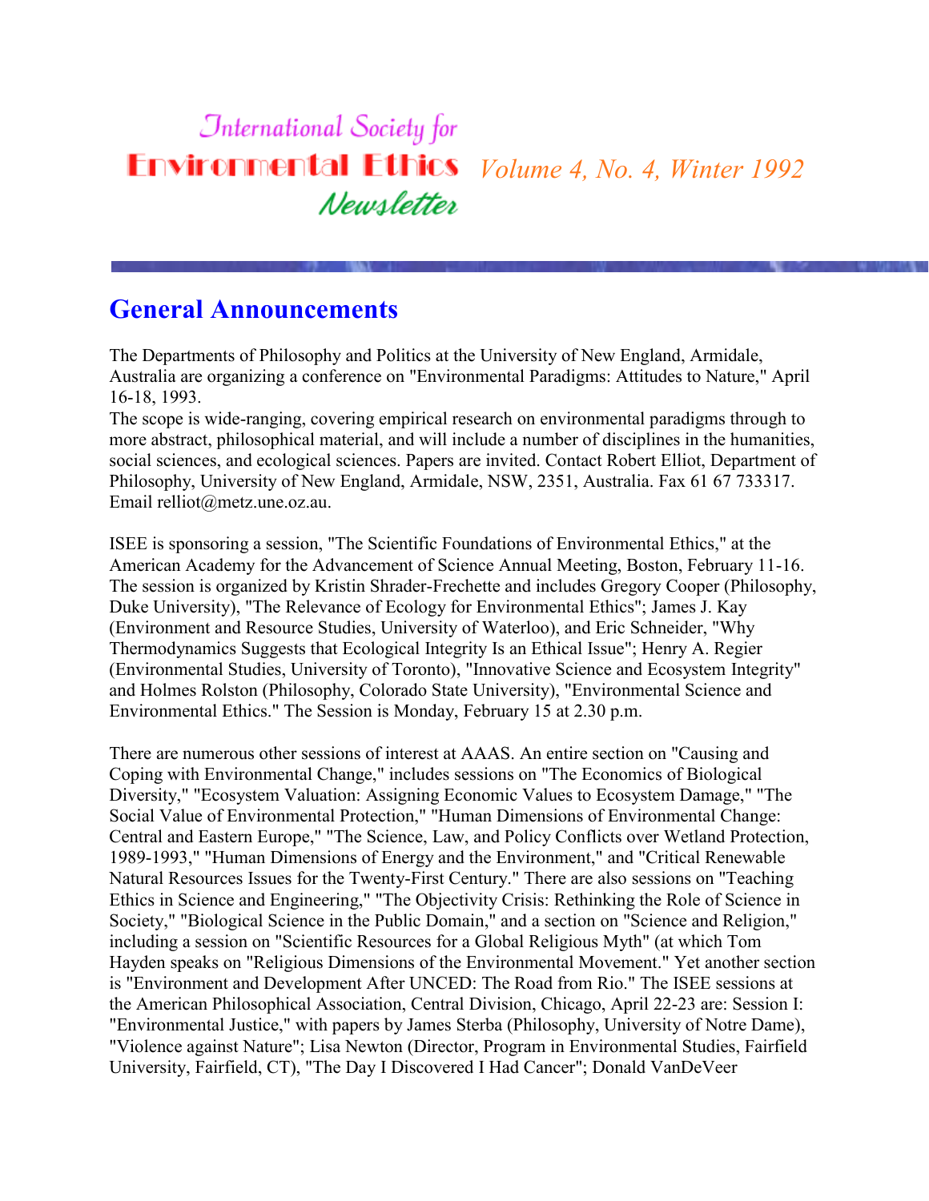# International Society for Environmental Ethics Newsletter

*Volume 4, No. 4, Winter 1992*

## General Announcements

The Departments of Philosophy and Politics at the University of New England, Armidale, Australia are organizing a conference on "Environmental Paradigms: Attitudes to Nature," April 16-18, 1993.
The scope is wide-ranging, covering empirical research on environmental paradigms through to more abstract, philosophical material, and will include a number of disciplines in the humanities, social sciences, and ecological sciences. Papers are invited. Contact Robert Elliot, Department of Philosophy, University of New England, Armidale, NSW, 2351, Australia. Fax 61 67 733317. Email relliot@metz.une.oz.au.

ISEE is sponsoring a session, "The Scientific Foundations of Environmental Ethics," at the American Academy for the Advancement of Science Annual Meeting, Boston, February 11-16. The session is organized by Kristin Shrader-Frechette and includes Gregory Cooper (Philosophy, Duke University), "The Relevance of Ecology for Environmental Ethics"; James J. Kay (Environment and Resource Studies, University of Waterloo), and Eric Schneider, "Why Thermodynamics Suggests that Ecological Integrity Is an Ethical Issue"; Henry A. Regier (Environmental Studies, University of Toronto), "Innovative Science and Ecosystem Integrity" and Holmes Rolston (Philosophy, Colorado State University), "Environmental Science and Environmental Ethics." The Session is Monday, February 15 at 2.30 p.m.

There are numerous other sessions of interest at AAAS. An entire section on "Causing and Coping with Environmental Change," includes sessions on "The Economics of Biological Diversity," "Ecosystem Valuation: Assigning Economic Values to Ecosystem Damage," "The Social Value of Environmental Protection," "Human Dimensions of Environmental Change: Central and Eastern Europe," "The Science, Law, and Policy Conflicts over Wetland Protection, 1989-1993," "Human Dimensions of Energy and the Environment," and "Critical Renewable Natural Resources Issues for the Twenty-First Century." There are also sessions on "Teaching Ethics in Science and Engineering," "The Objectivity Crisis: Rethinking the Role of Science in Society," "Biological Science in the Public Domain," and a section on "Science and Religion," including a session on "Scientific Resources for a Global Religious Myth" (at which Tom Hayden speaks on "Religious Dimensions of the Environmental Movement." Yet another section is "Environment and Development After UNCED: The Road from Rio." The ISEE sessions at the American Philosophical Association, Central Division, Chicago, April 22-23 are: Session I: "Environmental Justice," with papers by James Sterba (Philosophy, University of Notre Dame), "Violence against Nature"; Lisa Newton (Director, Program in Environmental Studies, Fairfield University, Fairfield, CT), "The Day I Discovered I Had Cancer"; Donald VanDeVeer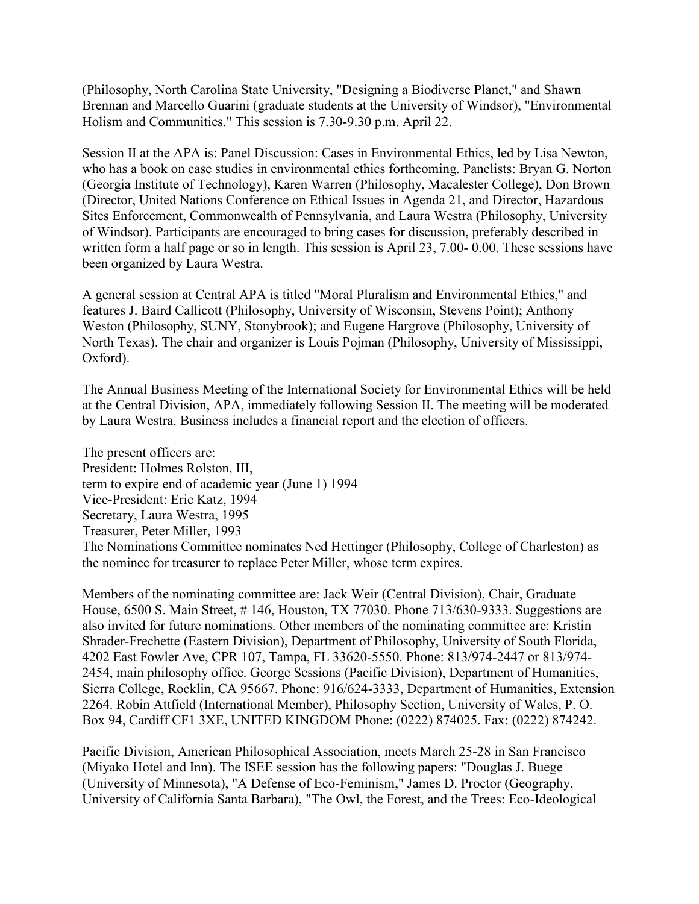(Philosophy, North Carolina State University, "Designing a Biodiverse Planet," and Shawn Brennan and Marcello Guarini (graduate students at the University of Windsor), "Environmental Holism and Communities." This session is 7.30-9.30 p.m. April 22.

Session II at the APA is: Panel Discussion: Cases in Environmental Ethics, led by Lisa Newton, who has a book on case studies in environmental ethics forthcoming. Panelists: Bryan G. Norton (Georgia Institute of Technology), Karen Warren (Philosophy, Macalester College), Don Brown (Director, United Nations Conference on Ethical Issues in Agenda 21, and Director, Hazardous Sites Enforcement, Commonwealth of Pennsylvania, and Laura Westra (Philosophy, University of Windsor). Participants are encouraged to bring cases for discussion, preferably described in written form a half page or so in length. This session is April 23, 7.00- 0.00. These sessions have been organized by Laura Westra.

A general session at Central APA is titled "Moral Pluralism and Environmental Ethics," and features J. Baird Callicott (Philosophy, University of Wisconsin, Stevens Point); Anthony Weston (Philosophy, SUNY, Stonybrook); and Eugene Hargrove (Philosophy, University of North Texas). The chair and organizer is Louis Pojman (Philosophy, University of Mississippi, Oxford).

The Annual Business Meeting of the International Society for Environmental Ethics will be held at the Central Division, APA, immediately following Session II. The meeting will be moderated by Laura Westra. Business includes a financial report and the election of officers.

The present officers are:
President: Holmes Rolston, III,
term to expire end of academic year (June 1) 1994
Vice-President: Eric Katz, 1994
Secretary, Laura Westra, 1995
Treasurer, Peter Miller, 1993
The Nominations Committee nominates Ned Hettinger (Philosophy, College of Charleston) as the nominee for treasurer to replace Peter Miller, whose term expires.

Members of the nominating committee are: Jack Weir (Central Division), Chair, Graduate House, 6500 S. Main Street, # 146, Houston, TX 77030. Phone 713/630-9333. Suggestions are also invited for future nominations. Other members of the nominating committee are: Kristin Shrader-Frechette (Eastern Division), Department of Philosophy, University of South Florida, 4202 East Fowler Ave, CPR 107, Tampa, FL 33620-5550. Phone: 813/974-2447 or 813/974-2454, main philosophy office. George Sessions (Pacific Division), Department of Humanities, Sierra College, Rocklin, CA 95667. Phone: 916/624-3333, Department of Humanities, Extension 2264. Robin Attfield (International Member), Philosophy Section, University of Wales, P. O. Box 94, Cardiff CF1 3XE, UNITED KINGDOM Phone: (0222) 874025. Fax: (0222) 874242.

Pacific Division, American Philosophical Association, meets March 25-28 in San Francisco (Miyako Hotel and Inn). The ISEE session has the following papers: "Douglas J. Buege (University of Minnesota), "A Defense of Eco-Feminism," James D. Proctor (Geography, University of California Santa Barbara), "The Owl, the Forest, and the Trees: Eco-Ideological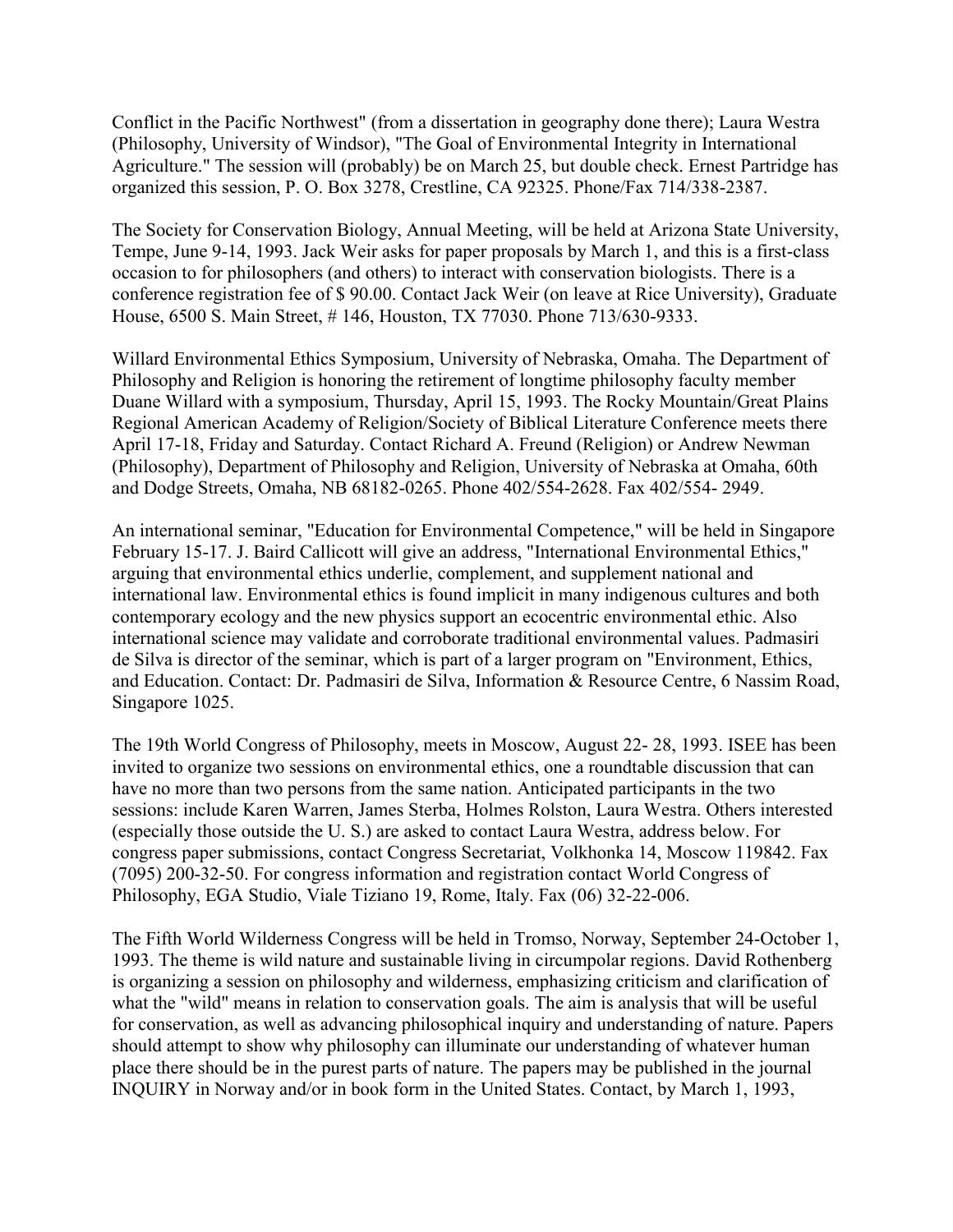Conflict in the Pacific Northwest" (from a dissertation in geography done there); Laura Westra (Philosophy, University of Windsor), "The Goal of Environmental Integrity in International Agriculture." The session will (probably) be on March 25, but double check. Ernest Partridge has organized this session, P. O. Box 3278, Crestline, CA 92325. Phone/Fax 714/338-2387.

The Society for Conservation Biology, Annual Meeting, will be held at Arizona State University, Tempe, June 9-14, 1993. Jack Weir asks for paper proposals by March 1, and this is a first-class occasion to for philosophers (and others) to interact with conservation biologists. There is a conference registration fee of $ 90.00. Contact Jack Weir (on leave at Rice University), Graduate House, 6500 S. Main Street, # 146, Houston, TX 77030. Phone 713/630-9333.

Willard Environmental Ethics Symposium, University of Nebraska, Omaha. The Department of Philosophy and Religion is honoring the retirement of longtime philosophy faculty member Duane Willard with a symposium, Thursday, April 15, 1993. The Rocky Mountain/Great Plains Regional American Academy of Religion/Society of Biblical Literature Conference meets there April 17-18, Friday and Saturday. Contact Richard A. Freund (Religion) or Andrew Newman (Philosophy), Department of Philosophy and Religion, University of Nebraska at Omaha, 60th and Dodge Streets, Omaha, NB 68182-0265. Phone 402/554-2628. Fax 402/554- 2949.

An international seminar, "Education for Environmental Competence," will be held in Singapore February 15-17. J. Baird Callicott will give an address, "International Environmental Ethics," arguing that environmental ethics underlie, complement, and supplement national and international law. Environmental ethics is found implicit in many indigenous cultures and both contemporary ecology and the new physics support an ecocentric environmental ethic. Also international science may validate and corroborate traditional environmental values. Padmasiri de Silva is director of the seminar, which is part of a larger program on "Environment, Ethics, and Education. Contact: Dr. Padmasiri de Silva, Information & Resource Centre, 6 Nassim Road, Singapore 1025.

The 19th World Congress of Philosophy, meets in Moscow, August 22- 28, 1993. ISEE has been invited to organize two sessions on environmental ethics, one a roundtable discussion that can have no more than two persons from the same nation. Anticipated participants in the two sessions: include Karen Warren, James Sterba, Holmes Rolston, Laura Westra. Others interested (especially those outside the U. S.) are asked to contact Laura Westra, address below. For congress paper submissions, contact Congress Secretariat, Volkhonka 14, Moscow 119842. Fax (7095) 200-32-50. For congress information and registration contact World Congress of Philosophy, EGA Studio, Viale Tiziano 19, Rome, Italy. Fax (06) 32-22-006.

The Fifth World Wilderness Congress will be held in Tromso, Norway, September 24-October 1, 1993. The theme is wild nature and sustainable living in circumpolar regions. David Rothenberg is organizing a session on philosophy and wilderness, emphasizing criticism and clarification of what the "wild" means in relation to conservation goals. The aim is analysis that will be useful for conservation, as well as advancing philosophical inquiry and understanding of nature. Papers should attempt to show why philosophy can illuminate our understanding of whatever human place there should be in the purest parts of nature. The papers may be published in the journal INQUIRY in Norway and/or in book form in the United States. Contact, by March 1, 1993,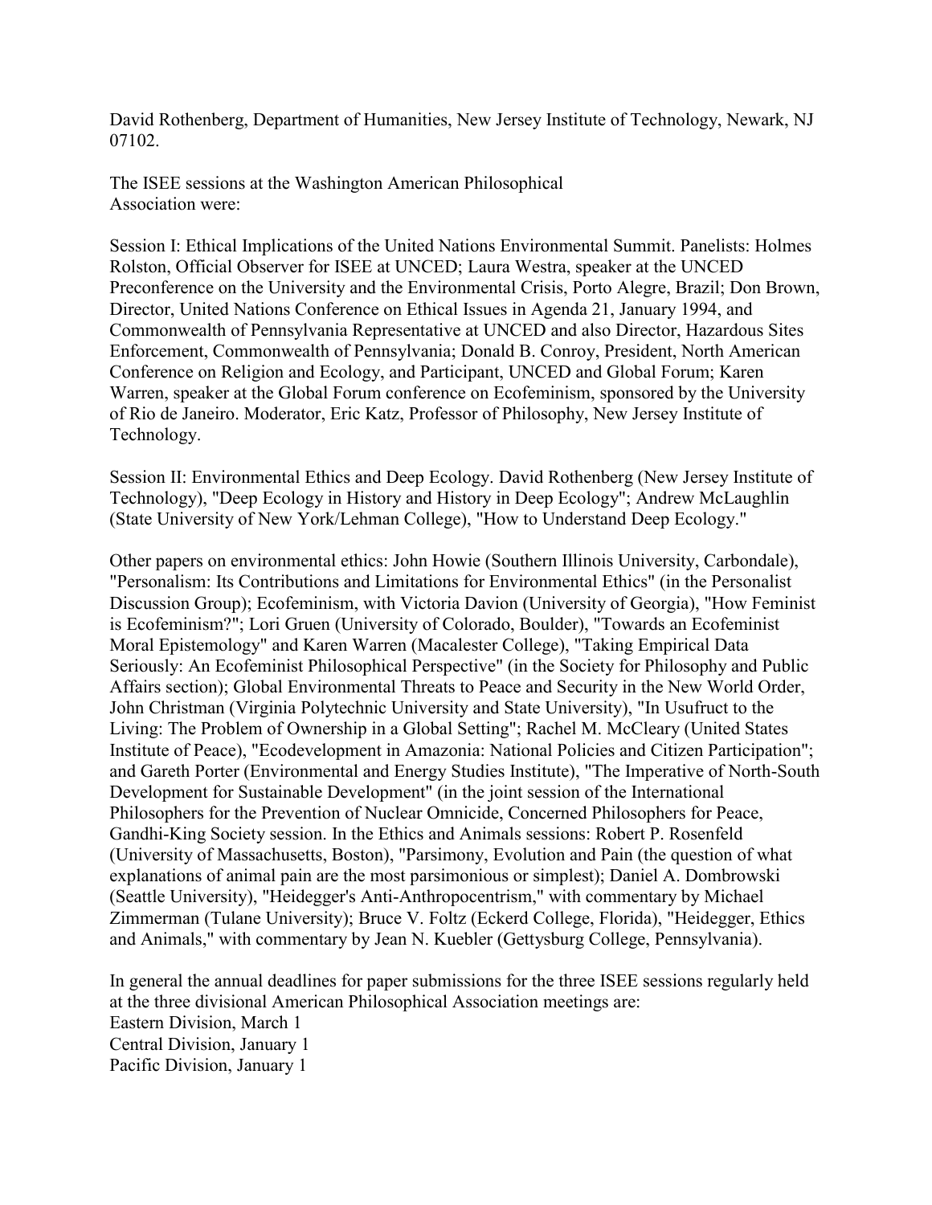David Rothenberg, Department of Humanities, New Jersey Institute of Technology, Newark, NJ 07102.

The ISEE sessions at the Washington American Philosophical Association were:

Session I: Ethical Implications of the United Nations Environmental Summit. Panelists: Holmes Rolston, Official Observer for ISEE at UNCED; Laura Westra, speaker at the UNCED Preconference on the University and the Environmental Crisis, Porto Alegre, Brazil; Don Brown, Director, United Nations Conference on Ethical Issues in Agenda 21, January 1994, and Commonwealth of Pennsylvania Representative at UNCED and also Director, Hazardous Sites Enforcement, Commonwealth of Pennsylvania; Donald B. Conroy, President, North American Conference on Religion and Ecology, and Participant, UNCED and Global Forum; Karen Warren, speaker at the Global Forum conference on Ecofeminism, sponsored by the University of Rio de Janeiro. Moderator, Eric Katz, Professor of Philosophy, New Jersey Institute of Technology.

Session II: Environmental Ethics and Deep Ecology. David Rothenberg (New Jersey Institute of Technology), "Deep Ecology in History and History in Deep Ecology"; Andrew McLaughlin (State University of New York/Lehman College), "How to Understand Deep Ecology."

Other papers on environmental ethics: John Howie (Southern Illinois University, Carbondale), "Personalism: Its Contributions and Limitations for Environmental Ethics" (in the Personalist Discussion Group); Ecofeminism, with Victoria Davion (University of Georgia), "How Feminist is Ecofeminism?"; Lori Gruen (University of Colorado, Boulder), "Towards an Ecofeminist Moral Epistemology" and Karen Warren (Macalester College), "Taking Empirical Data Seriously: An Ecofeminist Philosophical Perspective" (in the Society for Philosophy and Public Affairs section); Global Environmental Threats to Peace and Security in the New World Order, John Christman (Virginia Polytechnic University and State University), "In Usufruct to the Living: The Problem of Ownership in a Global Setting"; Rachel M. McCleary (United States Institute of Peace), "Ecodevelopment in Amazonia: National Policies and Citizen Participation"; and Gareth Porter (Environmental and Energy Studies Institute), "The Imperative of North-South Development for Sustainable Development" (in the joint session of the International Philosophers for the Prevention of Nuclear Omnicide, Concerned Philosophers for Peace, Gandhi-King Society session. In the Ethics and Animals sessions: Robert P. Rosenfeld (University of Massachusetts, Boston), "Parsimony, Evolution and Pain (the question of what explanations of animal pain are the most parsimonious or simplest); Daniel A. Dombrowski (Seattle University), "Heidegger's Anti-Anthropocentrism," with commentary by Michael Zimmerman (Tulane University); Bruce V. Foltz (Eckerd College, Florida), "Heidegger, Ethics and Animals," with commentary by Jean N. Kuebler (Gettysburg College, Pennsylvania).

In general the annual deadlines for paper submissions for the three ISEE sessions regularly held at the three divisional American Philosophical Association meetings are:
Eastern Division, March 1
Central Division, January 1
Pacific Division, January 1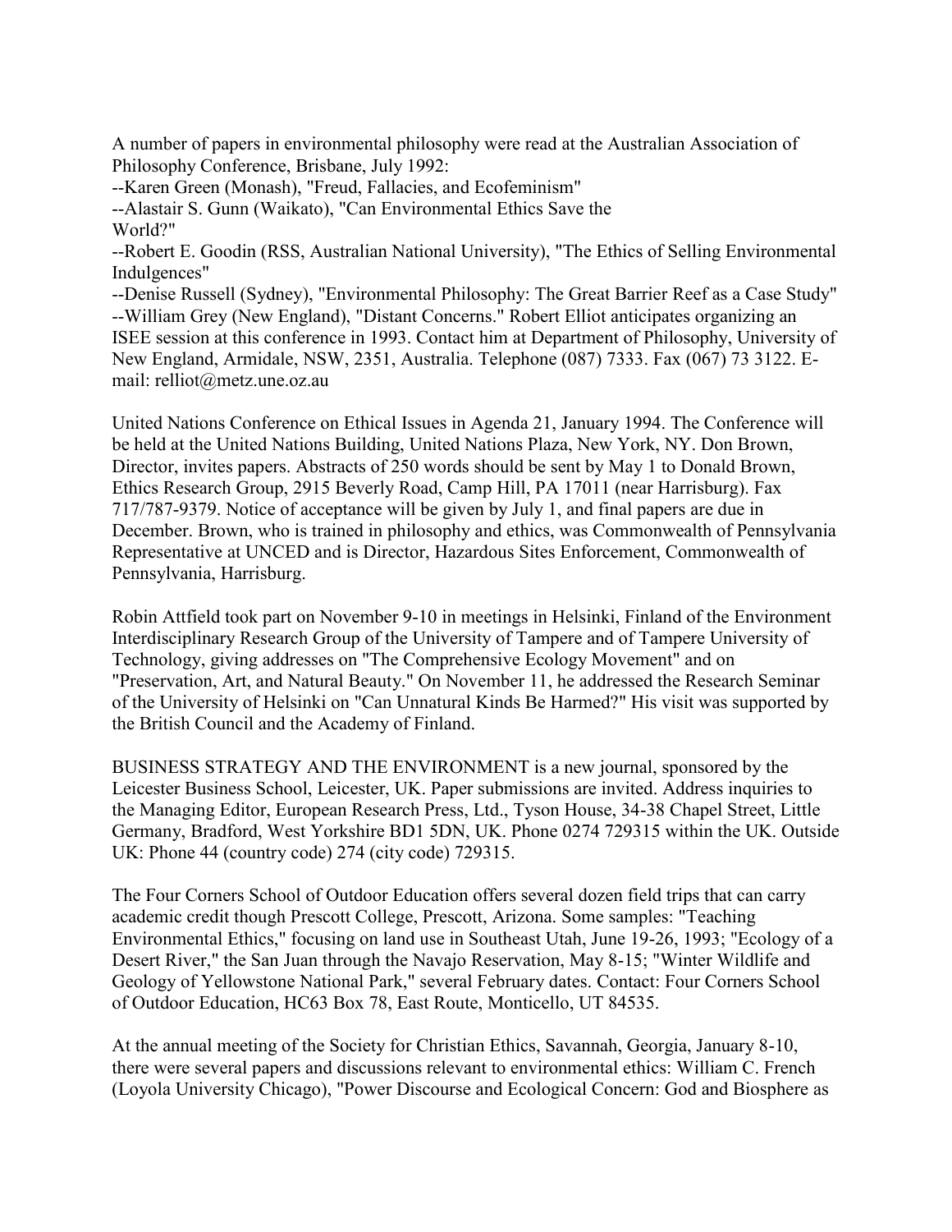A number of papers in environmental philosophy were read at the Australian Association of Philosophy Conference, Brisbane, July 1992:

--Karen Green (Monash), "Freud, Fallacies, and Ecofeminism"

--Alastair S. Gunn (Waikato), "Can Environmental Ethics Save the World?"

--Robert E. Goodin (RSS, Australian National University), "The Ethics of Selling Environmental Indulgences"

--Denise Russell (Sydney), "Environmental Philosophy: The Great Barrier Reef as a Case Study"

--William Grey (New England), "Distant Concerns." Robert Elliot anticipates organizing an ISEE session at this conference in 1993. Contact him at Department of Philosophy, University of New England, Armidale, NSW, 2351, Australia. Telephone (087) 7333. Fax (067) 73 3122. E-mail: relliot@metz.une.oz.au

United Nations Conference on Ethical Issues in Agenda 21, January 1994. The Conference will be held at the United Nations Building, United Nations Plaza, New York, NY. Don Brown, Director, invites papers. Abstracts of 250 words should be sent by May 1 to Donald Brown, Ethics Research Group, 2915 Beverly Road, Camp Hill, PA 17011 (near Harrisburg). Fax 717/787-9379. Notice of acceptance will be given by July 1, and final papers are due in December. Brown, who is trained in philosophy and ethics, was Commonwealth of Pennsylvania Representative at UNCED and is Director, Hazardous Sites Enforcement, Commonwealth of Pennsylvania, Harrisburg.

Robin Attfield took part on November 9-10 in meetings in Helsinki, Finland of the Environment Interdisciplinary Research Group of the University of Tampere and of Tampere University of Technology, giving addresses on "The Comprehensive Ecology Movement" and on "Preservation, Art, and Natural Beauty." On November 11, he addressed the Research Seminar of the University of Helsinki on "Can Unnatural Kinds Be Harmed?" His visit was supported by the British Council and the Academy of Finland.

BUSINESS STRATEGY AND THE ENVIRONMENT is a new journal, sponsored by the Leicester Business School, Leicester, UK. Paper submissions are invited. Address inquiries to the Managing Editor, European Research Press, Ltd., Tyson House, 34-38 Chapel Street, Little Germany, Bradford, West Yorkshire BD1 5DN, UK. Phone 0274 729315 within the UK. Outside UK: Phone 44 (country code) 274 (city code) 729315.

The Four Corners School of Outdoor Education offers several dozen field trips that can carry academic credit though Prescott College, Prescott, Arizona. Some samples: "Teaching Environmental Ethics," focusing on land use in Southeast Utah, June 19-26, 1993; "Ecology of a Desert River," the San Juan through the Navajo Reservation, May 8-15; "Winter Wildlife and Geology of Yellowstone National Park," several February dates. Contact: Four Corners School of Outdoor Education, HC63 Box 78, East Route, Monticello, UT 84535.

At the annual meeting of the Society for Christian Ethics, Savannah, Georgia, January 8-10, there were several papers and discussions relevant to environmental ethics: William C. French (Loyola University Chicago), "Power Discourse and Ecological Concern: God and Biosphere as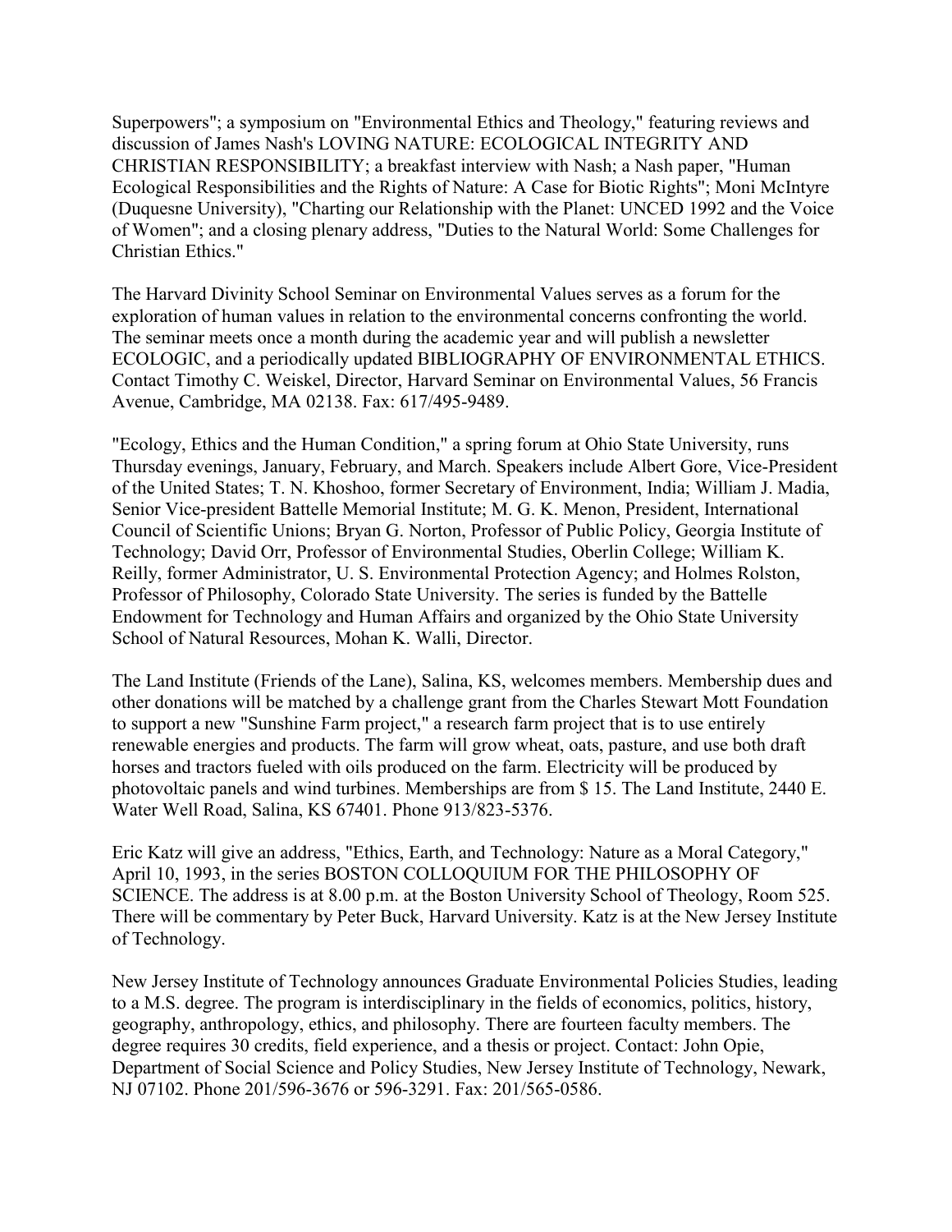Superpowers"; a symposium on "Environmental Ethics and Theology," featuring reviews and discussion of James Nash's LOVING NATURE: ECOLOGICAL INTEGRITY AND CHRISTIAN RESPONSIBILITY; a breakfast interview with Nash; a Nash paper, "Human Ecological Responsibilities and the Rights of Nature: A Case for Biotic Rights"; Moni McIntyre (Duquesne University), "Charting our Relationship with the Planet: UNCED 1992 and the Voice of Women"; and a closing plenary address, "Duties to the Natural World: Some Challenges for Christian Ethics."

The Harvard Divinity School Seminar on Environmental Values serves as a forum for the exploration of human values in relation to the environmental concerns confronting the world. The seminar meets once a month during the academic year and will publish a newsletter ECOLOGIC, and a periodically updated BIBLIOGRAPHY OF ENVIRONMENTAL ETHICS. Contact Timothy C. Weiskel, Director, Harvard Seminar on Environmental Values, 56 Francis Avenue, Cambridge, MA 02138. Fax: 617/495-9489.

"Ecology, Ethics and the Human Condition," a spring forum at Ohio State University, runs Thursday evenings, January, February, and March. Speakers include Albert Gore, Vice-President of the United States; T. N. Khoshoo, former Secretary of Environment, India; William J. Madia, Senior Vice-president Battelle Memorial Institute; M. G. K. Menon, President, International Council of Scientific Unions; Bryan G. Norton, Professor of Public Policy, Georgia Institute of Technology; David Orr, Professor of Environmental Studies, Oberlin College; William K. Reilly, former Administrator, U. S. Environmental Protection Agency; and Holmes Rolston, Professor of Philosophy, Colorado State University. The series is funded by the Battelle Endowment for Technology and Human Affairs and organized by the Ohio State University School of Natural Resources, Mohan K. Walli, Director.

The Land Institute (Friends of the Lane), Salina, KS, welcomes members. Membership dues and other donations will be matched by a challenge grant from the Charles Stewart Mott Foundation to support a new "Sunshine Farm project," a research farm project that is to use entirely renewable energies and products. The farm will grow wheat, oats, pasture, and use both draft horses and tractors fueled with oils produced on the farm. Electricity will be produced by photovoltaic panels and wind turbines. Memberships are from $ 15. The Land Institute, 2440 E. Water Well Road, Salina, KS 67401. Phone 913/823-5376.

Eric Katz will give an address, "Ethics, Earth, and Technology: Nature as a Moral Category," April 10, 1993, in the series BOSTON COLLOQUIUM FOR THE PHILOSOPHY OF SCIENCE. The address is at 8.00 p.m. at the Boston University School of Theology, Room 525. There will be commentary by Peter Buck, Harvard University. Katz is at the New Jersey Institute of Technology.

New Jersey Institute of Technology announces Graduate Environmental Policies Studies, leading to a M.S. degree. The program is interdisciplinary in the fields of economics, politics, history, geography, anthropology, ethics, and philosophy. There are fourteen faculty members. The degree requires 30 credits, field experience, and a thesis or project. Contact: John Opie, Department of Social Science and Policy Studies, New Jersey Institute of Technology, Newark, NJ 07102. Phone 201/596-3676 or 596-3291. Fax: 201/565-0586.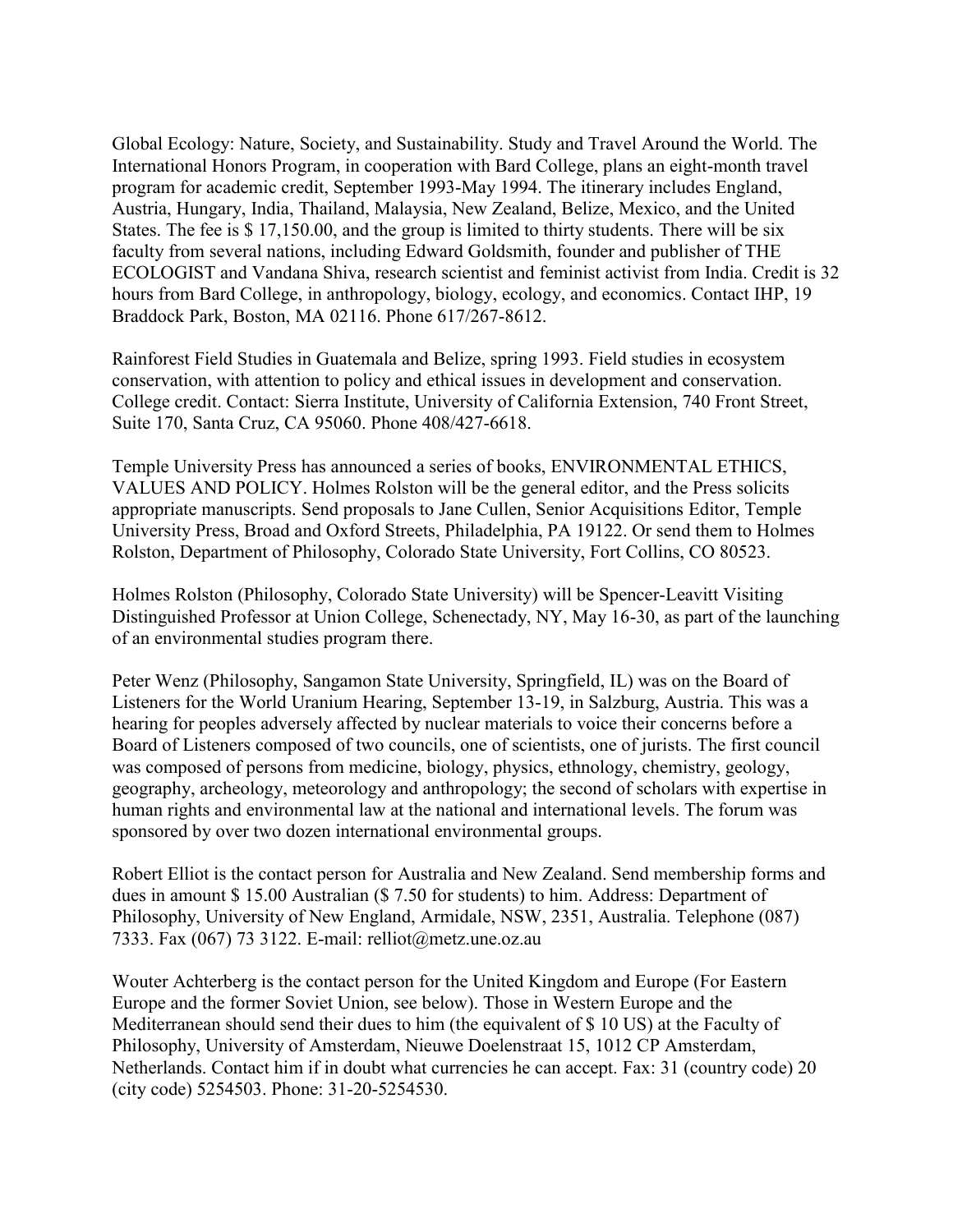Global Ecology: Nature, Society, and Sustainability. Study and Travel Around the World. The International Honors Program, in cooperation with Bard College, plans an eight-month travel program for academic credit, September 1993-May 1994. The itinerary includes England, Austria, Hungary, India, Thailand, Malaysia, New Zealand, Belize, Mexico, and the United States. The fee is $ 17,150.00, and the group is limited to thirty students. There will be six faculty from several nations, including Edward Goldsmith, founder and publisher of THE ECOLOGIST and Vandana Shiva, research scientist and feminist activist from India. Credit is 32 hours from Bard College, in anthropology, biology, ecology, and economics. Contact IHP, 19 Braddock Park, Boston, MA 02116. Phone 617/267-8612.

Rainforest Field Studies in Guatemala and Belize, spring 1993. Field studies in ecosystem conservation, with attention to policy and ethical issues in development and conservation. College credit. Contact: Sierra Institute, University of California Extension, 740 Front Street, Suite 170, Santa Cruz, CA 95060. Phone 408/427-6618.

Temple University Press has announced a series of books, ENVIRONMENTAL ETHICS, VALUES AND POLICY. Holmes Rolston will be the general editor, and the Press solicits appropriate manuscripts. Send proposals to Jane Cullen, Senior Acquisitions Editor, Temple University Press, Broad and Oxford Streets, Philadelphia, PA 19122. Or send them to Holmes Rolston, Department of Philosophy, Colorado State University, Fort Collins, CO 80523.

Holmes Rolston (Philosophy, Colorado State University) will be Spencer-Leavitt Visiting Distinguished Professor at Union College, Schenectady, NY, May 16-30, as part of the launching of an environmental studies program there.

Peter Wenz (Philosophy, Sangamon State University, Springfield, IL) was on the Board of Listeners for the World Uranium Hearing, September 13-19, in Salzburg, Austria. This was a hearing for peoples adversely affected by nuclear materials to voice their concerns before a Board of Listeners composed of two councils, one of scientists, one of jurists. The first council was composed of persons from medicine, biology, physics, ethnology, chemistry, geology, geography, archeology, meteorology and anthropology; the second of scholars with expertise in human rights and environmental law at the national and international levels. The forum was sponsored by over two dozen international environmental groups.

Robert Elliot is the contact person for Australia and New Zealand. Send membership forms and dues in amount $ 15.00 Australian ($ 7.50 for students) to him. Address: Department of Philosophy, University of New England, Armidale, NSW, 2351, Australia. Telephone (087) 7333. Fax (067) 73 3122. E-mail: relliot@metz.une.oz.au

Wouter Achterberg is the contact person for the United Kingdom and Europe (For Eastern Europe and the former Soviet Union, see below). Those in Western Europe and the Mediterranean should send their dues to him (the equivalent of $ 10 US) at the Faculty of Philosophy, University of Amsterdam, Nieuwe Doelenstraat 15, 1012 CP Amsterdam, Netherlands. Contact him if in doubt what currencies he can accept. Fax: 31 (country code) 20 (city code) 5254503. Phone: 31-20-5254530.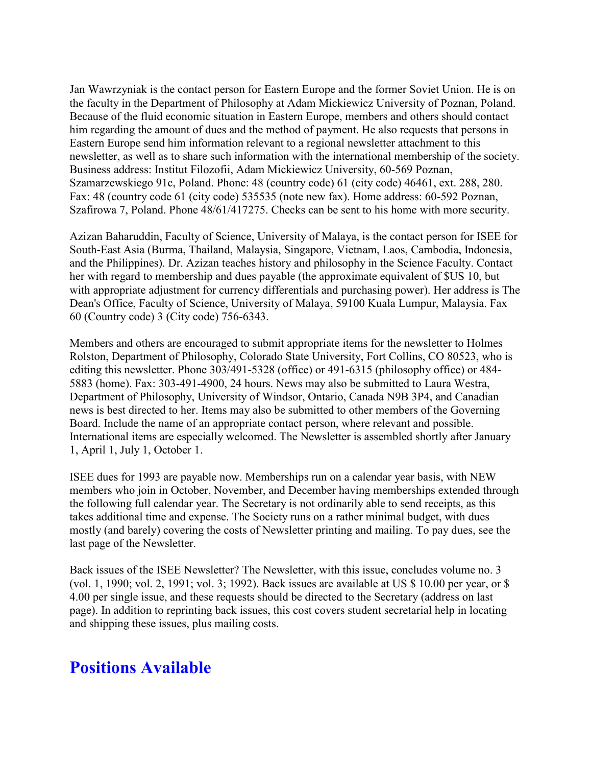Jan Wawrzyniak is the contact person for Eastern Europe and the former Soviet Union. He is on the faculty in the Department of Philosophy at Adam Mickiewicz University of Poznan, Poland. Because of the fluid economic situation in Eastern Europe, members and others should contact him regarding the amount of dues and the method of payment. He also requests that persons in Eastern Europe send him information relevant to a regional newsletter attachment to this newsletter, as well as to share such information with the international membership of the society. Business address: Institut Filozofii, Adam Mickiewicz University, 60-569 Poznan, Szamarzewskiego 91c, Poland. Phone: 48 (country code) 61 (city code) 46461, ext. 288, 280. Fax: 48 (country code 61 (city code) 535535 (note new fax). Home address: 60-592 Poznan, Szafirowa 7, Poland. Phone 48/61/417275. Checks can be sent to his home with more security.

Azizan Baharuddin, Faculty of Science, University of Malaya, is the contact person for ISEE for South-East Asia (Burma, Thailand, Malaysia, Singapore, Vietnam, Laos, Cambodia, Indonesia, and the Philippines). Dr. Azizan teaches history and philosophy in the Science Faculty. Contact her with regard to membership and dues payable (the approximate equivalent of $US 10, but with appropriate adjustment for currency differentials and purchasing power). Her address is The Dean's Office, Faculty of Science, University of Malaya, 59100 Kuala Lumpur, Malaysia. Fax 60 (Country code) 3 (City code) 756-6343.

Members and others are encouraged to submit appropriate items for the newsletter to Holmes Rolston, Department of Philosophy, Colorado State University, Fort Collins, CO 80523, who is editing this newsletter. Phone 303/491-5328 (office) or 491-6315 (philosophy office) or 484-5883 (home). Fax: 303-491-4900, 24 hours. News may also be submitted to Laura Westra, Department of Philosophy, University of Windsor, Ontario, Canada N9B 3P4, and Canadian news is best directed to her. Items may also be submitted to other members of the Governing Board. Include the name of an appropriate contact person, where relevant and possible. International items are especially welcomed. The Newsletter is assembled shortly after January 1, April 1, July 1, October 1.

ISEE dues for 1993 are payable now. Memberships run on a calendar year basis, with NEW members who join in October, November, and December having memberships extended through the following full calendar year. The Secretary is not ordinarily able to send receipts, as this takes additional time and expense. The Society runs on a rather minimal budget, with dues mostly (and barely) covering the costs of Newsletter printing and mailing. To pay dues, see the last page of the Newsletter.

Back issues of the ISEE Newsletter? The Newsletter, with this issue, concludes volume no. 3 (vol. 1, 1990; vol. 2, 1991; vol. 3; 1992). Back issues are available at US $ 10.00 per year, or $ 4.00 per single issue, and these requests should be directed to the Secretary (address on last page). In addition to reprinting back issues, this cost covers student secretarial help in locating and shipping these issues, plus mailing costs.

## Positions Available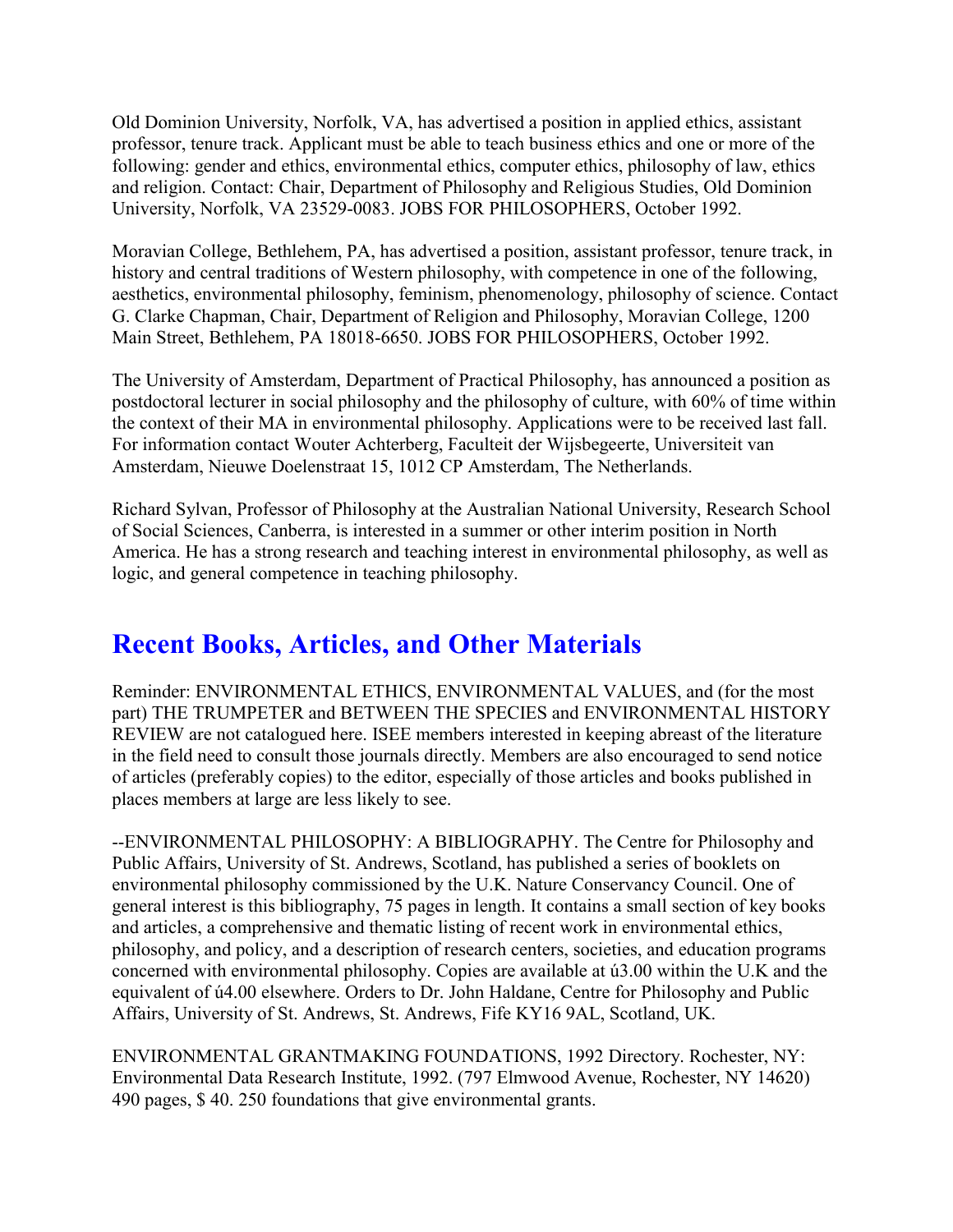Old Dominion University, Norfolk, VA, has advertised a position in applied ethics, assistant professor, tenure track. Applicant must be able to teach business ethics and one or more of the following: gender and ethics, environmental ethics, computer ethics, philosophy of law, ethics and religion. Contact: Chair, Department of Philosophy and Religious Studies, Old Dominion University, Norfolk, VA 23529-0083. JOBS FOR PHILOSOPHERS, October 1992.

Moravian College, Bethlehem, PA, has advertised a position, assistant professor, tenure track, in history and central traditions of Western philosophy, with competence in one of the following, aesthetics, environmental philosophy, feminism, phenomenology, philosophy of science. Contact G. Clarke Chapman, Chair, Department of Religion and Philosophy, Moravian College, 1200 Main Street, Bethlehem, PA 18018-6650. JOBS FOR PHILOSOPHERS, October 1992.

The University of Amsterdam, Department of Practical Philosophy, has announced a position as postdoctoral lecturer in social philosophy and the philosophy of culture, with 60% of time within the context of their MA in environmental philosophy. Applications were to be received last fall. For information contact Wouter Achterberg, Faculteit der Wijsbegeerte, Universiteit van Amsterdam, Nieuwe Doelenstraat 15, 1012 CP Amsterdam, The Netherlands.

Richard Sylvan, Professor of Philosophy at the Australian National University, Research School of Social Sciences, Canberra, is interested in a summer or other interim position in North America. He has a strong research and teaching interest in environmental philosophy, as well as logic, and general competence in teaching philosophy.

## Recent Books, Articles, and Other Materials

Reminder: ENVIRONMENTAL ETHICS, ENVIRONMENTAL VALUES, and (for the most part) THE TRUMPETER and BETWEEN THE SPECIES and ENVIRONMENTAL HISTORY REVIEW are not catalogued here. ISEE members interested in keeping abreast of the literature in the field need to consult those journals directly. Members are also encouraged to send notice of articles (preferably copies) to the editor, especially of those articles and books published in places members at large are less likely to see.

--ENVIRONMENTAL PHILOSOPHY: A BIBLIOGRAPHY. The Centre for Philosophy and Public Affairs, University of St. Andrews, Scotland, has published a series of booklets on environmental philosophy commissioned by the U.K. Nature Conservancy Council. One of general interest is this bibliography, 75 pages in length. It contains a small section of key books and articles, a comprehensive and thematic listing of recent work in environmental ethics, philosophy, and policy, and a description of research centers, societies, and education programs concerned with environmental philosophy. Copies are available at ú3.00 within the U.K and the equivalent of ú4.00 elsewhere. Orders to Dr. John Haldane, Centre for Philosophy and Public Affairs, University of St. Andrews, St. Andrews, Fife KY16 9AL, Scotland, UK.

ENVIRONMENTAL GRANTMAKING FOUNDATIONS, 1992 Directory. Rochester, NY: Environmental Data Research Institute, 1992. (797 Elmwood Avenue, Rochester, NY 14620) 490 pages, $ 40. 250 foundations that give environmental grants.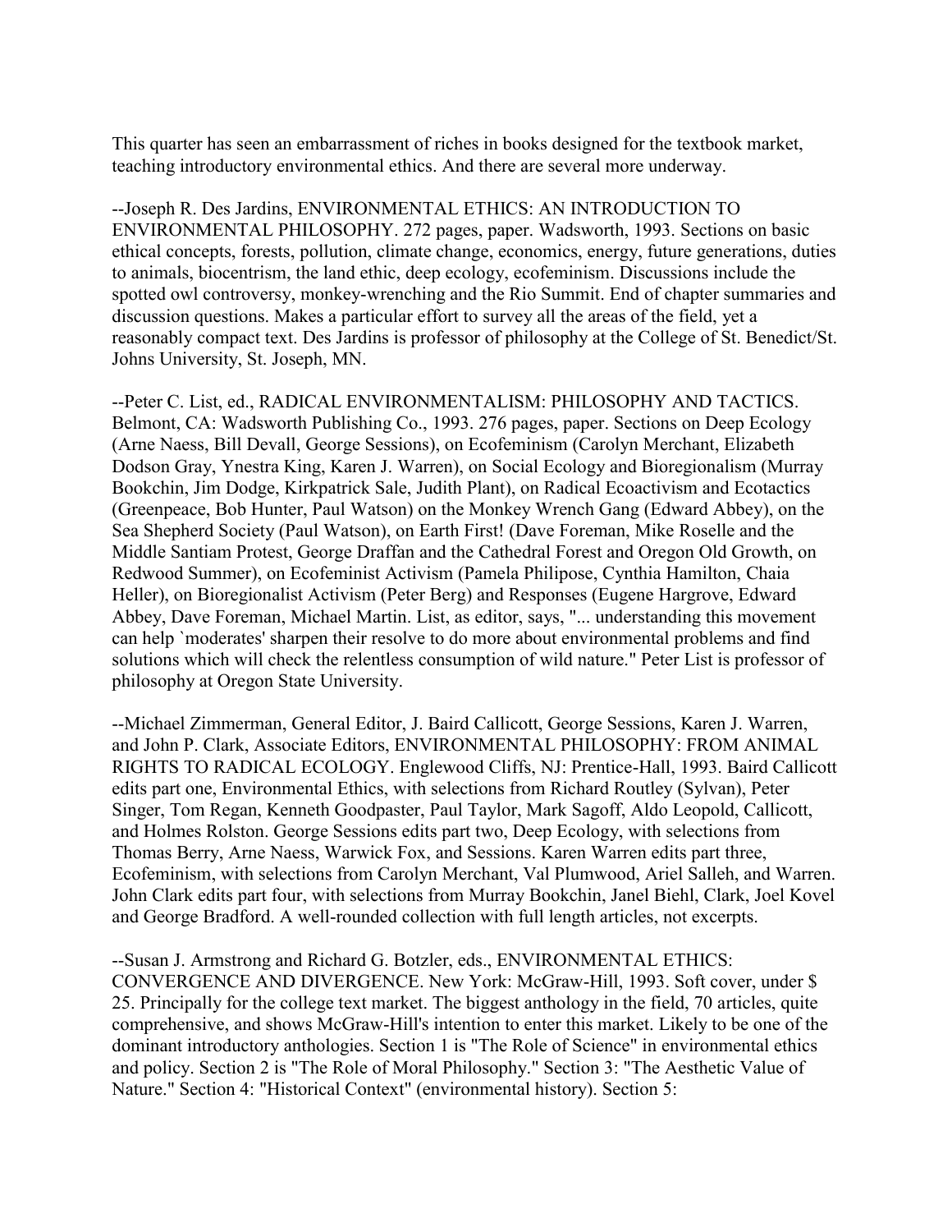This quarter has seen an embarrassment of riches in books designed for the textbook market, teaching introductory environmental ethics. And there are several more underway.

--Joseph R. Des Jardins, ENVIRONMENTAL ETHICS: AN INTRODUCTION TO ENVIRONMENTAL PHILOSOPHY. 272 pages, paper. Wadsworth, 1993. Sections on basic ethical concepts, forests, pollution, climate change, economics, energy, future generations, duties to animals, biocentrism, the land ethic, deep ecology, ecofeminism. Discussions include the spotted owl controversy, monkey-wrenching and the Rio Summit. End of chapter summaries and discussion questions. Makes a particular effort to survey all the areas of the field, yet a reasonably compact text. Des Jardins is professor of philosophy at the College of St. Benedict/St. Johns University, St. Joseph, MN.

--Peter C. List, ed., RADICAL ENVIRONMENTALISM: PHILOSOPHY AND TACTICS. Belmont, CA: Wadsworth Publishing Co., 1993. 276 pages, paper. Sections on Deep Ecology (Arne Naess, Bill Devall, George Sessions), on Ecofeminism (Carolyn Merchant, Elizabeth Dodson Gray, Ynestra King, Karen J. Warren), on Social Ecology and Bioregionalism (Murray Bookchin, Jim Dodge, Kirkpatrick Sale, Judith Plant), on Radical Ecoactivism and Ecotactics (Greenpeace, Bob Hunter, Paul Watson) on the Monkey Wrench Gang (Edward Abbey), on the Sea Shepherd Society (Paul Watson), on Earth First! (Dave Foreman, Mike Roselle and the Middle Santiam Protest, George Draffan and the Cathedral Forest and Oregon Old Growth, on Redwood Summer), on Ecofeminist Activism (Pamela Philipose, Cynthia Hamilton, Chaia Heller), on Bioregionalist Activism (Peter Berg) and Responses (Eugene Hargrove, Edward Abbey, Dave Foreman, Michael Martin. List, as editor, says, "... understanding this movement can help `moderates' sharpen their resolve to do more about environmental problems and find solutions which will check the relentless consumption of wild nature." Peter List is professor of philosophy at Oregon State University.

--Michael Zimmerman, General Editor, J. Baird Callicott, George Sessions, Karen J. Warren, and John P. Clark, Associate Editors, ENVIRONMENTAL PHILOSOPHY: FROM ANIMAL RIGHTS TO RADICAL ECOLOGY. Englewood Cliffs, NJ: Prentice-Hall, 1993. Baird Callicott edits part one, Environmental Ethics, with selections from Richard Routley (Sylvan), Peter Singer, Tom Regan, Kenneth Goodpaster, Paul Taylor, Mark Sagoff, Aldo Leopold, Callicott, and Holmes Rolston. George Sessions edits part two, Deep Ecology, with selections from Thomas Berry, Arne Naess, Warwick Fox, and Sessions. Karen Warren edits part three, Ecofeminism, with selections from Carolyn Merchant, Val Plumwood, Ariel Salleh, and Warren. John Clark edits part four, with selections from Murray Bookchin, Janel Biehl, Clark, Joel Kovel and George Bradford. A well-rounded collection with full length articles, not excerpts.

--Susan J. Armstrong and Richard G. Botzler, eds., ENVIRONMENTAL ETHICS: CONVERGENCE AND DIVERGENCE. New York: McGraw-Hill, 1993. Soft cover, under $ 25. Principally for the college text market. The biggest anthology in the field, 70 articles, quite comprehensive, and shows McGraw-Hill's intention to enter this market. Likely to be one of the dominant introductory anthologies. Section 1 is "The Role of Science" in environmental ethics and policy. Section 2 is "The Role of Moral Philosophy." Section 3: "The Aesthetic Value of Nature." Section 4: "Historical Context" (environmental history). Section 5: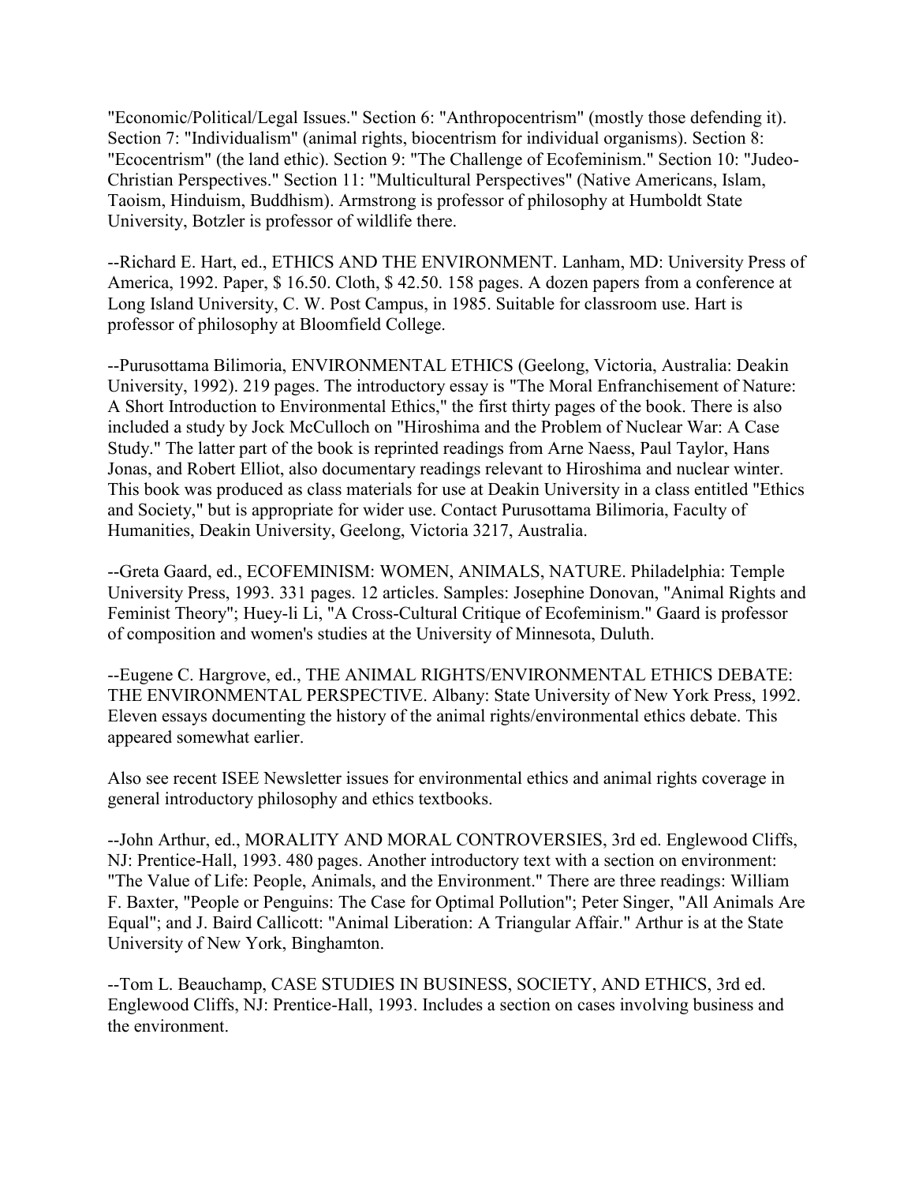"Economic/Political/Legal Issues." Section 6: "Anthropocentrism" (mostly those defending it). Section 7: "Individualism" (animal rights, biocentrism for individual organisms). Section 8: "Ecocentrism" (the land ethic). Section 9: "The Challenge of Ecofeminism." Section 10: "Judeo-Christian Perspectives." Section 11: "Multicultural Perspectives" (Native Americans, Islam, Taoism, Hinduism, Buddhism). Armstrong is professor of philosophy at Humboldt State University, Botzler is professor of wildlife there.

--Richard E. Hart, ed., ETHICS AND THE ENVIRONMENT. Lanham, MD: University Press of America, 1992. Paper, $ 16.50. Cloth, $ 42.50. 158 pages. A dozen papers from a conference at Long Island University, C. W. Post Campus, in 1985. Suitable for classroom use. Hart is professor of philosophy at Bloomfield College.

--Purusottama Bilimoria, ENVIRONMENTAL ETHICS (Geelong, Victoria, Australia: Deakin University, 1992). 219 pages. The introductory essay is "The Moral Enfranchisement of Nature: A Short Introduction to Environmental Ethics," the first thirty pages of the book. There is also included a study by Jock McCulloch on "Hiroshima and the Problem of Nuclear War: A Case Study." The latter part of the book is reprinted readings from Arne Naess, Paul Taylor, Hans Jonas, and Robert Elliot, also documentary readings relevant to Hiroshima and nuclear winter. This book was produced as class materials for use at Deakin University in a class entitled "Ethics and Society," but is appropriate for wider use. Contact Purusottama Bilimoria, Faculty of Humanities, Deakin University, Geelong, Victoria 3217, Australia.

--Greta Gaard, ed., ECOFEMINISM: WOMEN, ANIMALS, NATURE. Philadelphia: Temple University Press, 1993. 331 pages. 12 articles. Samples: Josephine Donovan, "Animal Rights and Feminist Theory"; Huey-li Li, "A Cross-Cultural Critique of Ecofeminism." Gaard is professor of composition and women's studies at the University of Minnesota, Duluth.

--Eugene C. Hargrove, ed., THE ANIMAL RIGHTS/ENVIRONMENTAL ETHICS DEBATE: THE ENVIRONMENTAL PERSPECTIVE. Albany: State University of New York Press, 1992. Eleven essays documenting the history of the animal rights/environmental ethics debate. This appeared somewhat earlier.

Also see recent ISEE Newsletter issues for environmental ethics and animal rights coverage in general introductory philosophy and ethics textbooks.

--John Arthur, ed., MORALITY AND MORAL CONTROVERSIES, 3rd ed. Englewood Cliffs, NJ: Prentice-Hall, 1993. 480 pages. Another introductory text with a section on environment: "The Value of Life: People, Animals, and the Environment." There are three readings: William F. Baxter, "People or Penguins: The Case for Optimal Pollution"; Peter Singer, "All Animals Are Equal"; and J. Baird Callicott: "Animal Liberation: A Triangular Affair." Arthur is at the State University of New York, Binghamton.

--Tom L. Beauchamp, CASE STUDIES IN BUSINESS, SOCIETY, AND ETHICS, 3rd ed. Englewood Cliffs, NJ: Prentice-Hall, 1993. Includes a section on cases involving business and the environment.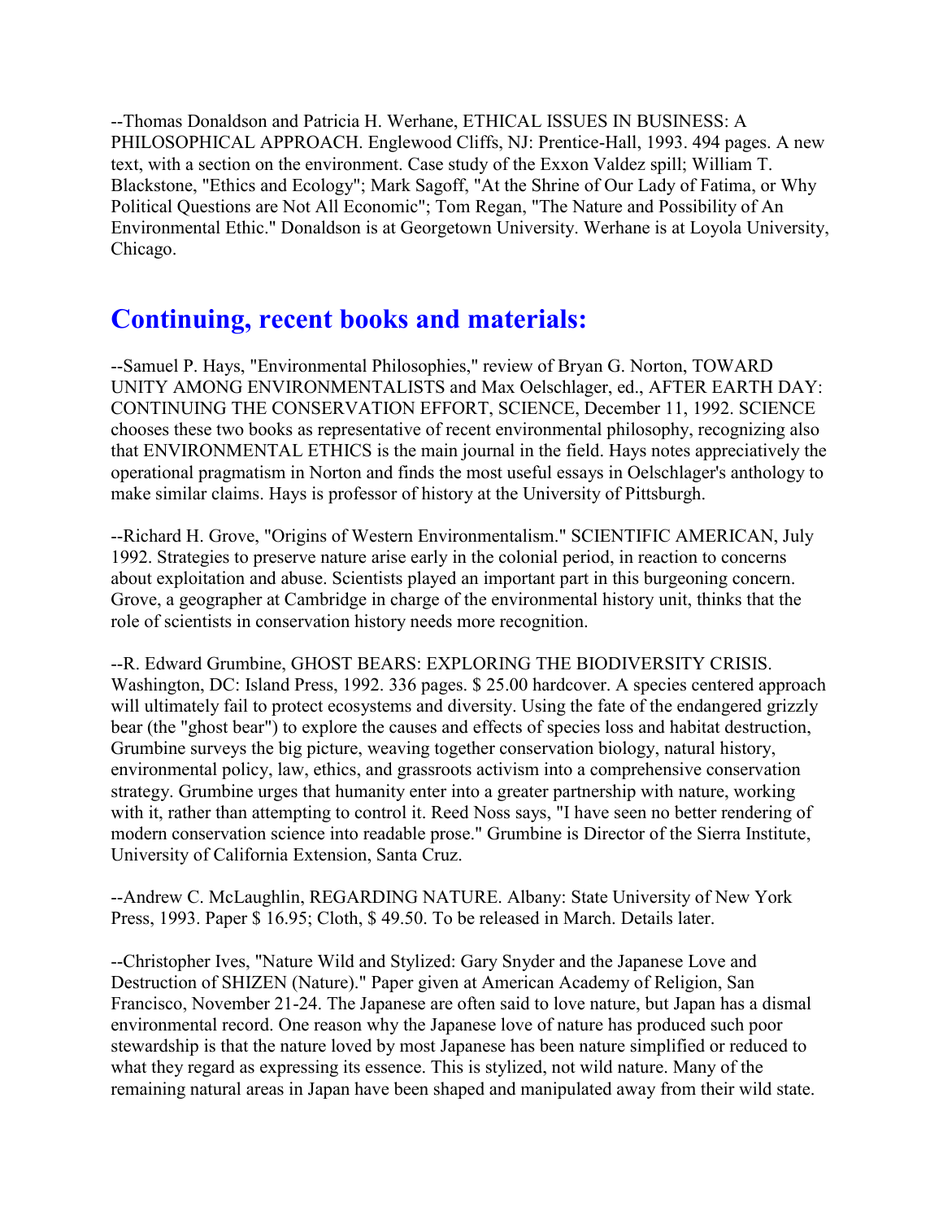--Thomas Donaldson and Patricia H. Werhane, ETHICAL ISSUES IN BUSINESS: A PHILOSOPHICAL APPROACH. Englewood Cliffs, NJ: Prentice-Hall, 1993. 494 pages. A new text, with a section on the environment. Case study of the Exxon Valdez spill; William T. Blackstone, "Ethics and Ecology"; Mark Sagoff, "At the Shrine of Our Lady of Fatima, or Why Political Questions are Not All Economic"; Tom Regan, "The Nature and Possibility of An Environmental Ethic." Donaldson is at Georgetown University. Werhane is at Loyola University, Chicago.

## Continuing, recent books and materials:

--Samuel P. Hays, "Environmental Philosophies," review of Bryan G. Norton, TOWARD UNITY AMONG ENVIRONMENTALISTS and Max Oelschlager, ed., AFTER EARTH DAY: CONTINUING THE CONSERVATION EFFORT, SCIENCE, December 11, 1992. SCIENCE chooses these two books as representative of recent environmental philosophy, recognizing also that ENVIRONMENTAL ETHICS is the main journal in the field. Hays notes appreciatively the operational pragmatism in Norton and finds the most useful essays in Oelschlager's anthology to make similar claims. Hays is professor of history at the University of Pittsburgh.

--Richard H. Grove, "Origins of Western Environmentalism." SCIENTIFIC AMERICAN, July 1992. Strategies to preserve nature arise early in the colonial period, in reaction to concerns about exploitation and abuse. Scientists played an important part in this burgeoning concern. Grove, a geographer at Cambridge in charge of the environmental history unit, thinks that the role of scientists in conservation history needs more recognition.

--R. Edward Grumbine, GHOST BEARS: EXPLORING THE BIODIVERSITY CRISIS. Washington, DC: Island Press, 1992. 336 pages. $ 25.00 hardcover. A species centered approach will ultimately fail to protect ecosystems and diversity. Using the fate of the endangered grizzly bear (the "ghost bear") to explore the causes and effects of species loss and habitat destruction, Grumbine surveys the big picture, weaving together conservation biology, natural history, environmental policy, law, ethics, and grassroots activism into a comprehensive conservation strategy. Grumbine urges that humanity enter into a greater partnership with nature, working with it, rather than attempting to control it. Reed Noss says, "I have seen no better rendering of modern conservation science into readable prose." Grumbine is Director of the Sierra Institute, University of California Extension, Santa Cruz.

--Andrew C. McLaughlin, REGARDING NATURE. Albany: State University of New York Press, 1993. Paper $ 16.95; Cloth, $ 49.50. To be released in March. Details later.

--Christopher Ives, "Nature Wild and Stylized: Gary Snyder and the Japanese Love and Destruction of SHIZEN (Nature)." Paper given at American Academy of Religion, San Francisco, November 21-24. The Japanese are often said to love nature, but Japan has a dismal environmental record. One reason why the Japanese love of nature has produced such poor stewardship is that the nature loved by most Japanese has been nature simplified or reduced to what they regard as expressing its essence. This is stylized, not wild nature. Many of the remaining natural areas in Japan have been shaped and manipulated away from their wild state.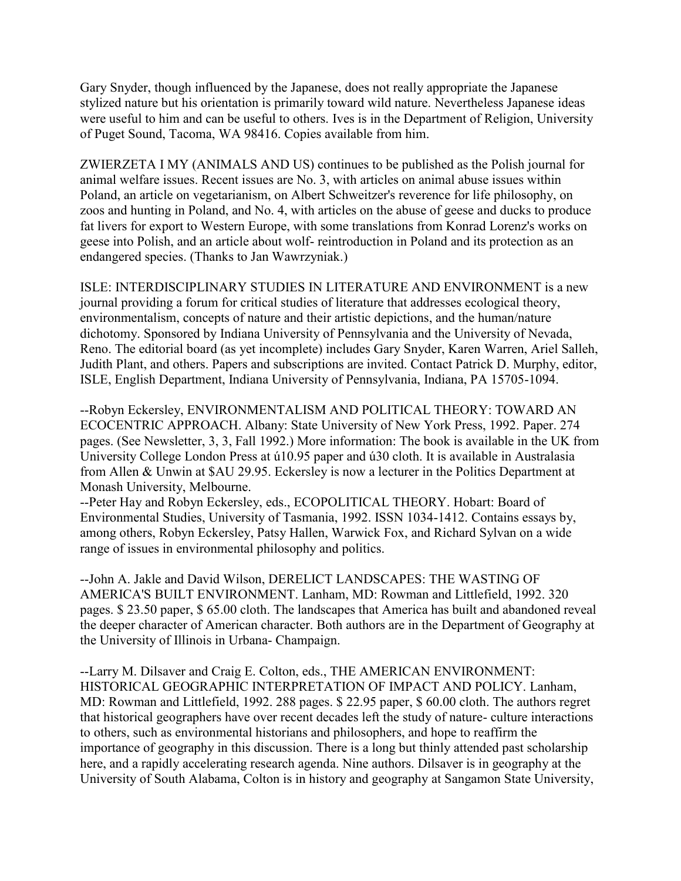Gary Snyder, though influenced by the Japanese, does not really appropriate the Japanese stylized nature but his orientation is primarily toward wild nature. Nevertheless Japanese ideas were useful to him and can be useful to others. Ives is in the Department of Religion, University of Puget Sound, Tacoma, WA 98416. Copies available from him.

ZWIERZETA I MY (ANIMALS AND US) continues to be published as the Polish journal for animal welfare issues. Recent issues are No. 3, with articles on animal abuse issues within Poland, an article on vegetarianism, on Albert Schweitzer's reverence for life philosophy, on zoos and hunting in Poland, and No. 4, with articles on the abuse of geese and ducks to produce fat livers for export to Western Europe, with some translations from Konrad Lorenz's works on geese into Polish, and an article about wolf- reintroduction in Poland and its protection as an endangered species. (Thanks to Jan Wawrzyniak.)

ISLE: INTERDISCIPLINARY STUDIES IN LITERATURE AND ENVIRONMENT is a new journal providing a forum for critical studies of literature that addresses ecological theory, environmentalism, concepts of nature and their artistic depictions, and the human/nature dichotomy. Sponsored by Indiana University of Pennsylvania and the University of Nevada, Reno. The editorial board (as yet incomplete) includes Gary Snyder, Karen Warren, Ariel Salleh, Judith Plant, and others. Papers and subscriptions are invited. Contact Patrick D. Murphy, editor, ISLE, English Department, Indiana University of Pennsylvania, Indiana, PA 15705-1094.

--Robyn Eckersley, ENVIRONMENTALISM AND POLITICAL THEORY: TOWARD AN ECOCENTRIC APPROACH. Albany: State University of New York Press, 1992. Paper. 274 pages. (See Newsletter, 3, 3, Fall 1992.) More information: The book is available in the UK from University College London Press at ú10.95 paper and ú30 cloth. It is available in Australasia from Allen & Unwin at $AU 29.95. Eckersley is now a lecturer in the Politics Department at Monash University, Melbourne.

--Peter Hay and Robyn Eckersley, eds., ECOPOLITICAL THEORY. Hobart: Board of Environmental Studies, University of Tasmania, 1992. ISSN 1034-1412. Contains essays by, among others, Robyn Eckersley, Patsy Hallen, Warwick Fox, and Richard Sylvan on a wide range of issues in environmental philosophy and politics.

--John A. Jakle and David Wilson, DERELICT LANDSCAPES: THE WASTING OF AMERICA'S BUILT ENVIRONMENT. Lanham, MD: Rowman and Littlefield, 1992. 320 pages. $ 23.50 paper, $ 65.00 cloth. The landscapes that America has built and abandoned reveal the deeper character of American character. Both authors are in the Department of Geography at the University of Illinois in Urbana- Champaign.

--Larry M. Dilsaver and Craig E. Colton, eds., THE AMERICAN ENVIRONMENT: HISTORICAL GEOGRAPHIC INTERPRETATION OF IMPACT AND POLICY. Lanham, MD: Rowman and Littlefield, 1992. 288 pages. $ 22.95 paper, $ 60.00 cloth. The authors regret that historical geographers have over recent decades left the study of nature- culture interactions to others, such as environmental historians and philosophers, and hope to reaffirm the importance of geography in this discussion. There is a long but thinly attended past scholarship here, and a rapidly accelerating research agenda. Nine authors. Dilsaver is in geography at the University of South Alabama, Colton is in history and geography at Sangamon State University,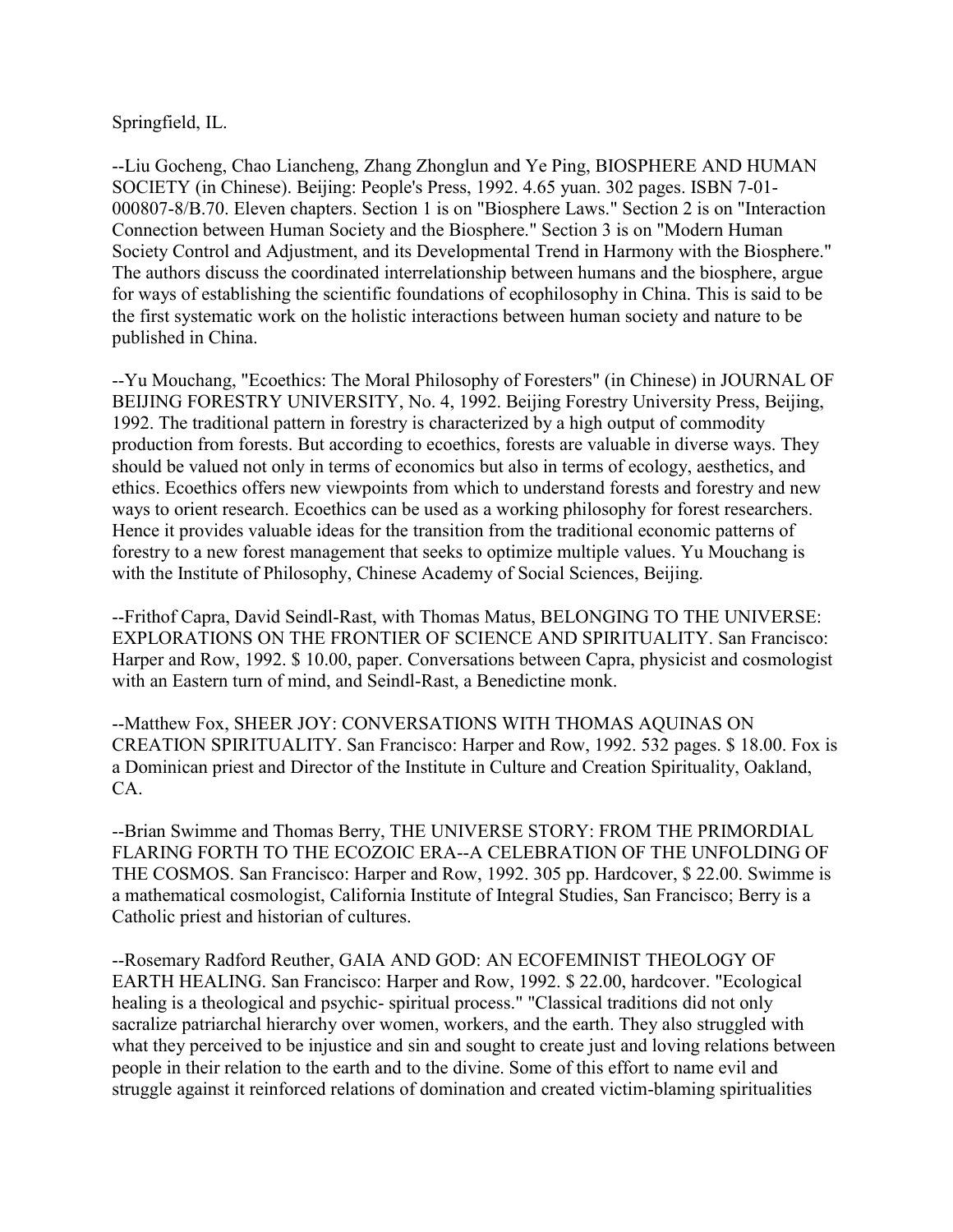Springfield, IL.

--Liu Gocheng, Chao Liancheng, Zhang Zhonglun and Ye Ping, BIOSPHERE AND HUMAN SOCIETY (in Chinese). Beijing: People's Press, 1992. 4.65 yuan. 302 pages. ISBN 7-01-000807-8/B.70. Eleven chapters. Section 1 is on "Biosphere Laws." Section 2 is on "Interaction Connection between Human Society and the Biosphere." Section 3 is on "Modern Human Society Control and Adjustment, and its Developmental Trend in Harmony with the Biosphere." The authors discuss the coordinated interrelationship between humans and the biosphere, argue for ways of establishing the scientific foundations of ecophilosophy in China. This is said to be the first systematic work on the holistic interactions between human society and nature to be published in China.

--Yu Mouchang, "Ecoethics: The Moral Philosophy of Foresters" (in Chinese) in JOURNAL OF BEIJING FORESTRY UNIVERSITY, No. 4, 1992. Beijing Forestry University Press, Beijing, 1992. The traditional pattern in forestry is characterized by a high output of commodity production from forests. But according to ecoethics, forests are valuable in diverse ways. They should be valued not only in terms of economics but also in terms of ecology, aesthetics, and ethics. Ecoethics offers new viewpoints from which to understand forests and forestry and new ways to orient research. Ecoethics can be used as a working philosophy for forest researchers. Hence it provides valuable ideas for the transition from the traditional economic patterns of forestry to a new forest management that seeks to optimize multiple values. Yu Mouchang is with the Institute of Philosophy, Chinese Academy of Social Sciences, Beijing.

--Frithof Capra, David Seindl-Rast, with Thomas Matus, BELONGING TO THE UNIVERSE: EXPLORATIONS ON THE FRONTIER OF SCIENCE AND SPIRITUALITY. San Francisco: Harper and Row, 1992. $ 10.00, paper. Conversations between Capra, physicist and cosmologist with an Eastern turn of mind, and Seindl-Rast, a Benedictine monk.

--Matthew Fox, SHEER JOY: CONVERSATIONS WITH THOMAS AQUINAS ON CREATION SPIRITUALITY. San Francisco: Harper and Row, 1992. 532 pages. $ 18.00. Fox is a Dominican priest and Director of the Institute in Culture and Creation Spirituality, Oakland, CA.

--Brian Swimme and Thomas Berry, THE UNIVERSE STORY: FROM THE PRIMORDIAL FLARING FORTH TO THE ECOZOIC ERA--A CELEBRATION OF THE UNFOLDING OF THE COSMOS. San Francisco: Harper and Row, 1992. 305 pp. Hardcover, $ 22.00. Swimme is a mathematical cosmologist, California Institute of Integral Studies, San Francisco; Berry is a Catholic priest and historian of cultures.

--Rosemary Radford Reuther, GAIA AND GOD: AN ECOFEMINIST THEOLOGY OF EARTH HEALING. San Francisco: Harper and Row, 1992. $ 22.00, hardcover. "Ecological healing is a theological and psychic- spiritual process." "Classical traditions did not only sacralize patriarchal hierarchy over women, workers, and the earth. They also struggled with what they perceived to be injustice and sin and sought to create just and loving relations between people in their relation to the earth and to the divine. Some of this effort to name evil and struggle against it reinforced relations of domination and created victim-blaming spiritualities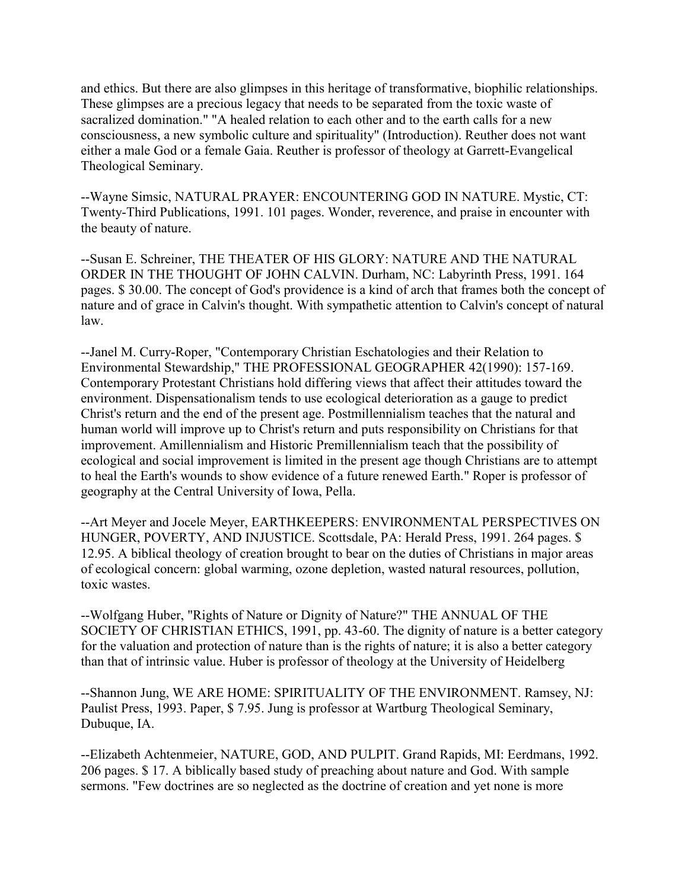and ethics. But there are also glimpses in this heritage of transformative, biophilic relationships. These glimpses are a precious legacy that needs to be separated from the toxic waste of sacralized domination." "A healed relation to each other and to the earth calls for a new consciousness, a new symbolic culture and spirituality" (Introduction). Reuther does not want either a male God or a female Gaia. Reuther is professor of theology at Garrett-Evangelical Theological Seminary.

--Wayne Simsic, NATURAL PRAYER: ENCOUNTERING GOD IN NATURE. Mystic, CT: Twenty-Third Publications, 1991. 101 pages. Wonder, reverence, and praise in encounter with the beauty of nature.

--Susan E. Schreiner, THE THEATER OF HIS GLORY: NATURE AND THE NATURAL ORDER IN THE THOUGHT OF JOHN CALVIN. Durham, NC: Labyrinth Press, 1991. 164 pages. $ 30.00. The concept of God's providence is a kind of arch that frames both the concept of nature and of grace in Calvin's thought. With sympathetic attention to Calvin's concept of natural law.

--Janel M. Curry-Roper, "Contemporary Christian Eschatologies and their Relation to Environmental Stewardship," THE PROFESSIONAL GEOGRAPHER 42(1990): 157-169. Contemporary Protestant Christians hold differing views that affect their attitudes toward the environment. Dispensationalism tends to use ecological deterioration as a gauge to predict Christ's return and the end of the present age. Postmillennialism teaches that the natural and human world will improve up to Christ's return and puts responsibility on Christians for that improvement. Amillennialism and Historic Premillennialism teach that the possibility of ecological and social improvement is limited in the present age though Christians are to attempt to heal the Earth's wounds to show evidence of a future renewed Earth." Roper is professor of geography at the Central University of Iowa, Pella.

--Art Meyer and Jocele Meyer, EARTHKEEPERS: ENVIRONMENTAL PERSPECTIVES ON HUNGER, POVERTY, AND INJUSTICE. Scottsdale, PA: Herald Press, 1991. 264 pages. $ 12.95. A biblical theology of creation brought to bear on the duties of Christians in major areas of ecological concern: global warming, ozone depletion, wasted natural resources, pollution, toxic wastes.

--Wolfgang Huber, "Rights of Nature or Dignity of Nature?" THE ANNUAL OF THE SOCIETY OF CHRISTIAN ETHICS, 1991, pp. 43-60. The dignity of nature is a better category for the valuation and protection of nature than is the rights of nature; it is also a better category than that of intrinsic value. Huber is professor of theology at the University of Heidelberg

--Shannon Jung, WE ARE HOME: SPIRITUALITY OF THE ENVIRONMENT. Ramsey, NJ: Paulist Press, 1993. Paper, $ 7.95. Jung is professor at Wartburg Theological Seminary, Dubuque, IA.

--Elizabeth Achtenmeier, NATURE, GOD, AND PULPIT. Grand Rapids, MI: Eerdmans, 1992. 206 pages. $ 17. A biblically based study of preaching about nature and God. With sample sermons. "Few doctrines are so neglected as the doctrine of creation and yet none is more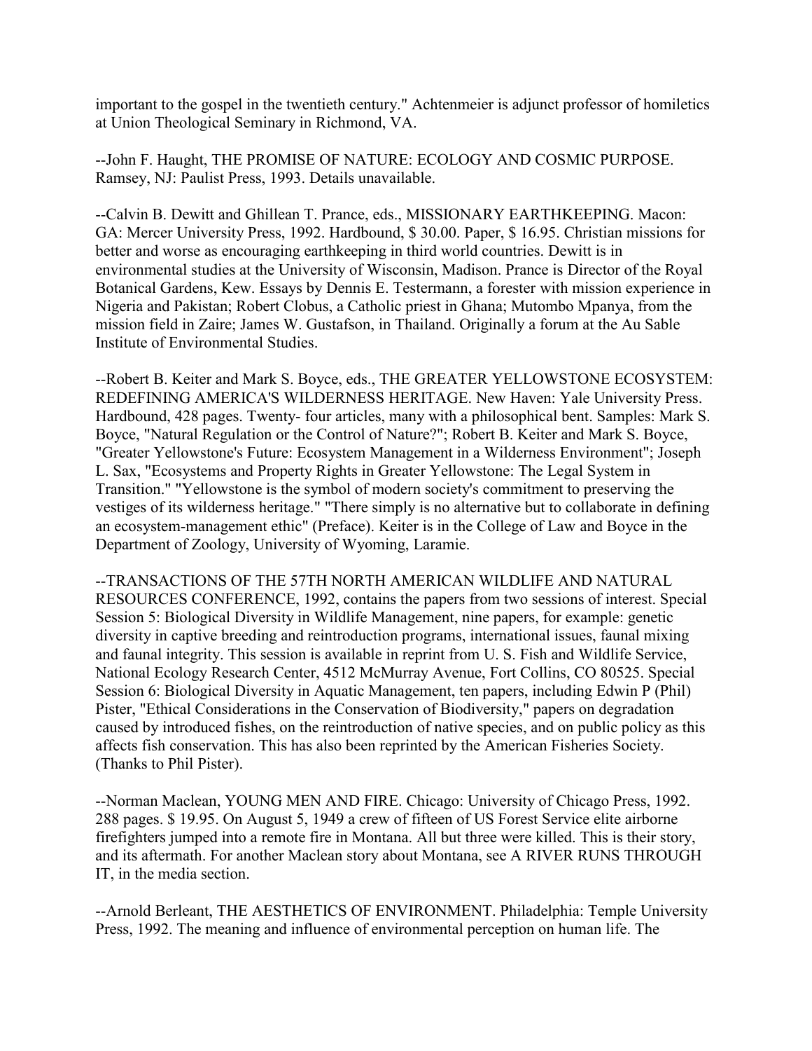important to the gospel in the twentieth century." Achtenmeier is adjunct professor of homiletics at Union Theological Seminary in Richmond, VA.

--John F. Haught, THE PROMISE OF NATURE: ECOLOGY AND COSMIC PURPOSE. Ramsey, NJ: Paulist Press, 1993. Details unavailable.

--Calvin B. Dewitt and Ghillean T. Prance, eds., MISSIONARY EARTHKEEPING. Macon: GA: Mercer University Press, 1992. Hardbound, $ 30.00. Paper, $ 16.95. Christian missions for better and worse as encouraging earthkeeping in third world countries. Dewitt is in environmental studies at the University of Wisconsin, Madison. Prance is Director of the Royal Botanical Gardens, Kew. Essays by Dennis E. Testermann, a forester with mission experience in Nigeria and Pakistan; Robert Clobus, a Catholic priest in Ghana; Mutombo Mpanya, from the mission field in Zaire; James W. Gustafson, in Thailand. Originally a forum at the Au Sable Institute of Environmental Studies.

--Robert B. Keiter and Mark S. Boyce, eds., THE GREATER YELLOWSTONE ECOSYSTEM: REDEFINING AMERICA'S WILDERNESS HERITAGE. New Haven: Yale University Press. Hardbound, 428 pages. Twenty- four articles, many with a philosophical bent. Samples: Mark S. Boyce, "Natural Regulation or the Control of Nature?"; Robert B. Keiter and Mark S. Boyce, "Greater Yellowstone's Future: Ecosystem Management in a Wilderness Environment"; Joseph L. Sax, "Ecosystems and Property Rights in Greater Yellowstone: The Legal System in Transition." "Yellowstone is the symbol of modern society's commitment to preserving the vestiges of its wilderness heritage." "There simply is no alternative but to collaborate in defining an ecosystem-management ethic" (Preface). Keiter is in the College of Law and Boyce in the Department of Zoology, University of Wyoming, Laramie.

--TRANSACTIONS OF THE 57TH NORTH AMERICAN WILDLIFE AND NATURAL RESOURCES CONFERENCE, 1992, contains the papers from two sessions of interest. Special Session 5: Biological Diversity in Wildlife Management, nine papers, for example: genetic diversity in captive breeding and reintroduction programs, international issues, faunal mixing and faunal integrity. This session is available in reprint from U. S. Fish and Wildlife Service, National Ecology Research Center, 4512 McMurray Avenue, Fort Collins, CO 80525. Special Session 6: Biological Diversity in Aquatic Management, ten papers, including Edwin P (Phil) Pister, "Ethical Considerations in the Conservation of Biodiversity," papers on degradation caused by introduced fishes, on the reintroduction of native species, and on public policy as this affects fish conservation. This has also been reprinted by the American Fisheries Society. (Thanks to Phil Pister).

--Norman Maclean, YOUNG MEN AND FIRE. Chicago: University of Chicago Press, 1992. 288 pages. $ 19.95. On August 5, 1949 a crew of fifteen of US Forest Service elite airborne firefighters jumped into a remote fire in Montana. All but three were killed. This is their story, and its aftermath. For another Maclean story about Montana, see A RIVER RUNS THROUGH IT, in the media section.

--Arnold Berleant, THE AESTHETICS OF ENVIRONMENT. Philadelphia: Temple University Press, 1992. The meaning and influence of environmental perception on human life. The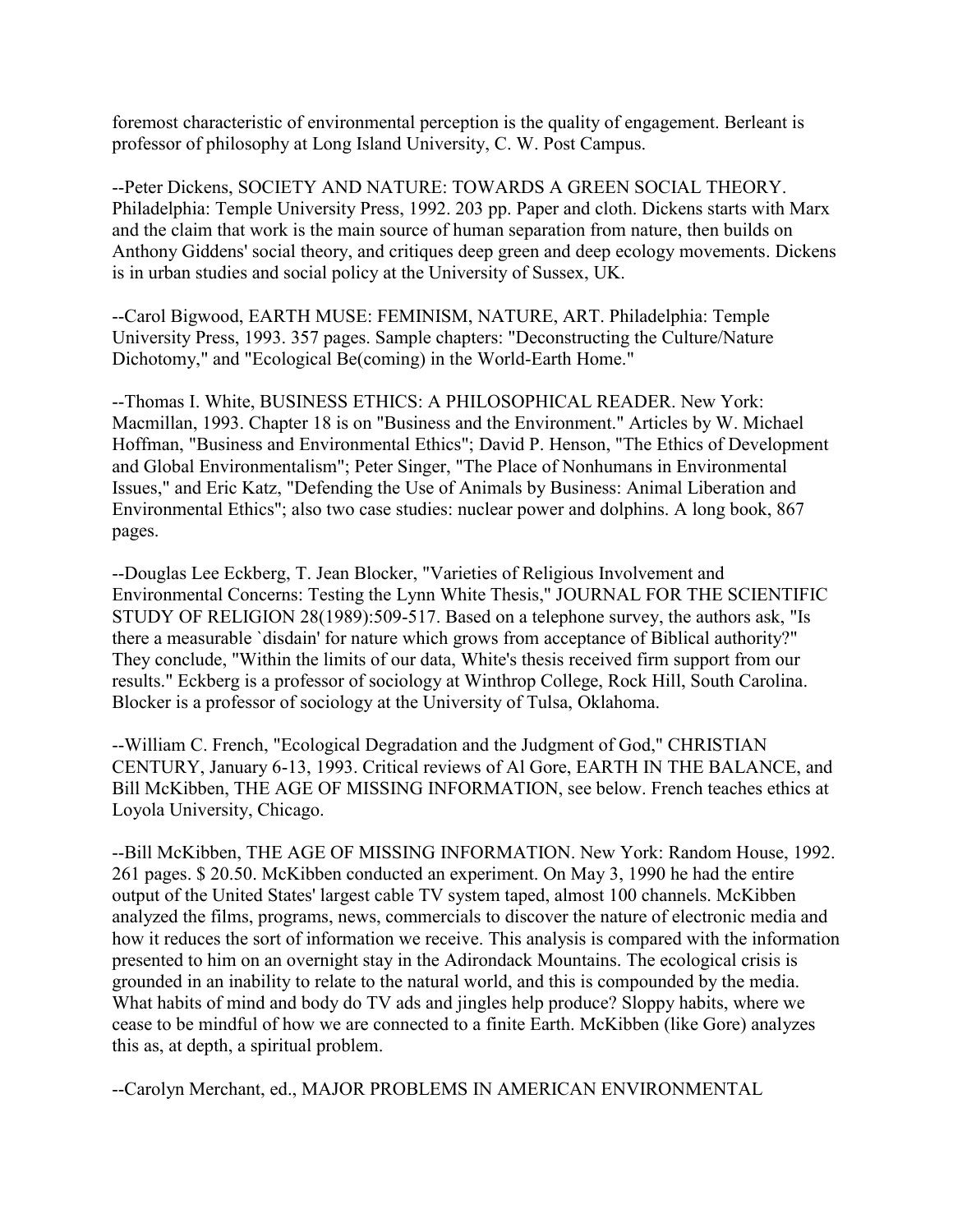foremost characteristic of environmental perception is the quality of engagement. Berleant is professor of philosophy at Long Island University, C. W. Post Campus.

--Peter Dickens, SOCIETY AND NATURE: TOWARDS A GREEN SOCIAL THEORY. Philadelphia: Temple University Press, 1992. 203 pp. Paper and cloth. Dickens starts with Marx and the claim that work is the main source of human separation from nature, then builds on Anthony Giddens' social theory, and critiques deep green and deep ecology movements. Dickens is in urban studies and social policy at the University of Sussex, UK.

--Carol Bigwood, EARTH MUSE: FEMINISM, NATURE, ART. Philadelphia: Temple University Press, 1993. 357 pages. Sample chapters: "Deconstructing the Culture/Nature Dichotomy," and "Ecological Be(coming) in the World-Earth Home."

--Thomas I. White, BUSINESS ETHICS: A PHILOSOPHICAL READER. New York: Macmillan, 1993. Chapter 18 is on "Business and the Environment." Articles by W. Michael Hoffman, "Business and Environmental Ethics"; David P. Henson, "The Ethics of Development and Global Environmentalism"; Peter Singer, "The Place of Nonhumans in Environmental Issues," and Eric Katz, "Defending the Use of Animals by Business: Animal Liberation and Environmental Ethics"; also two case studies: nuclear power and dolphins. A long book, 867 pages.

--Douglas Lee Eckberg, T. Jean Blocker, "Varieties of Religious Involvement and Environmental Concerns: Testing the Lynn White Thesis," JOURNAL FOR THE SCIENTIFIC STUDY OF RELIGION 28(1989):509-517. Based on a telephone survey, the authors ask, "Is there a measurable `disdain' for nature which grows from acceptance of Biblical authority?" They conclude, "Within the limits of our data, White's thesis received firm support from our results." Eckberg is a professor of sociology at Winthrop College, Rock Hill, South Carolina. Blocker is a professor of sociology at the University of Tulsa, Oklahoma.

--William C. French, "Ecological Degradation and the Judgment of God," CHRISTIAN CENTURY, January 6-13, 1993. Critical reviews of Al Gore, EARTH IN THE BALANCE, and Bill McKibben, THE AGE OF MISSING INFORMATION, see below. French teaches ethics at Loyola University, Chicago.

--Bill McKibben, THE AGE OF MISSING INFORMATION. New York: Random House, 1992. 261 pages. $ 20.50. McKibben conducted an experiment. On May 3, 1990 he had the entire output of the United States' largest cable TV system taped, almost 100 channels. McKibben analyzed the films, programs, news, commercials to discover the nature of electronic media and how it reduces the sort of information we receive. This analysis is compared with the information presented to him on an overnight stay in the Adirondack Mountains. The ecological crisis is grounded in an inability to relate to the natural world, and this is compounded by the media. What habits of mind and body do TV ads and jingles help produce? Sloppy habits, where we cease to be mindful of how we are connected to a finite Earth. McKibben (like Gore) analyzes this as, at depth, a spiritual problem.

--Carolyn Merchant, ed., MAJOR PROBLEMS IN AMERICAN ENVIRONMENTAL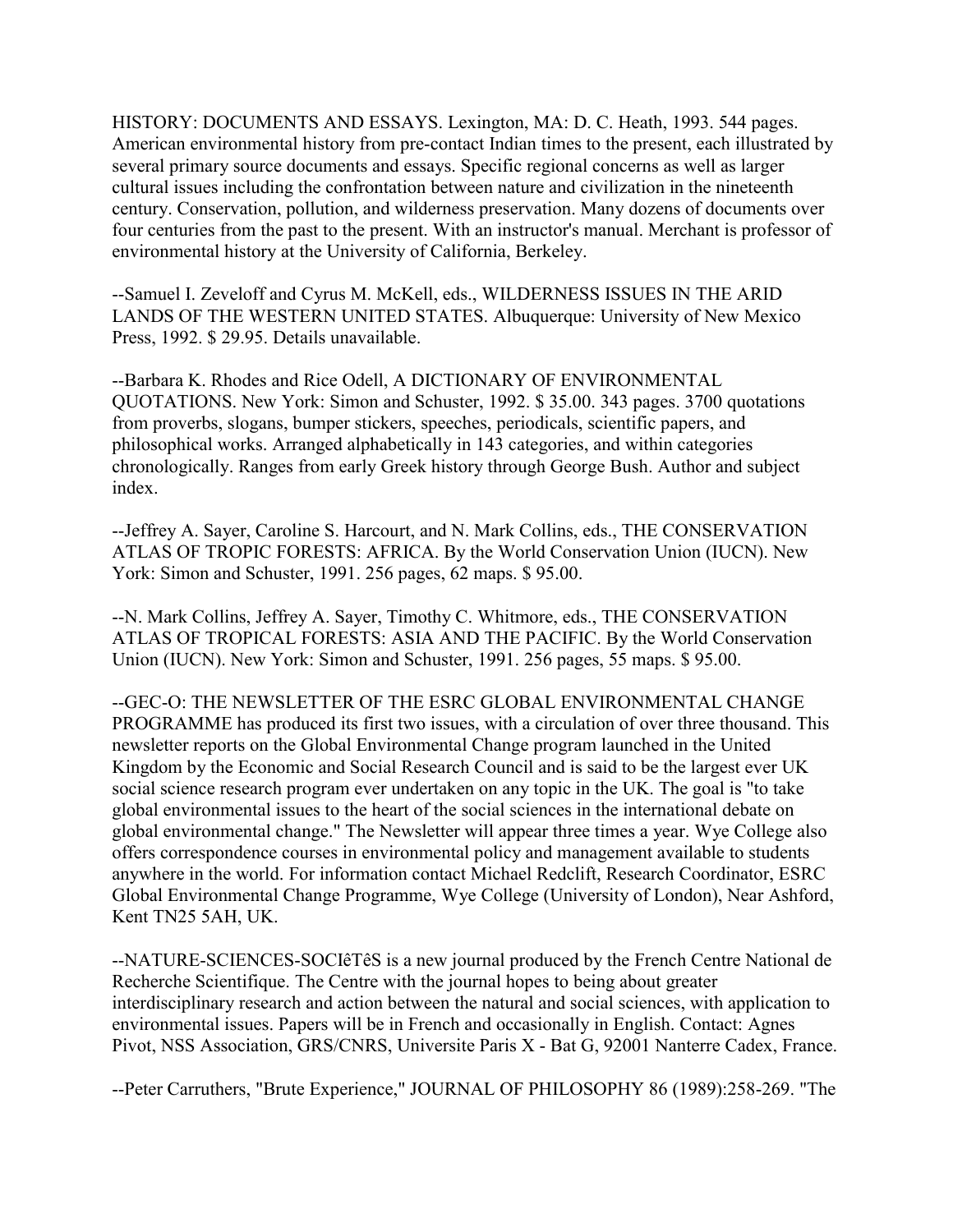HISTORY: DOCUMENTS AND ESSAYS. Lexington, MA: D. C. Heath, 1993. 544 pages. American environmental history from pre-contact Indian times to the present, each illustrated by several primary source documents and essays. Specific regional concerns as well as larger cultural issues including the confrontation between nature and civilization in the nineteenth century. Conservation, pollution, and wilderness preservation. Many dozens of documents over four centuries from the past to the present. With an instructor's manual. Merchant is professor of environmental history at the University of California, Berkeley.

--Samuel I. Zeveloff and Cyrus M. McKell, eds., WILDERNESS ISSUES IN THE ARID LANDS OF THE WESTERN UNITED STATES. Albuquerque: University of New Mexico Press, 1992. $ 29.95. Details unavailable.

--Barbara K. Rhodes and Rice Odell, A DICTIONARY OF ENVIRONMENTAL QUOTATIONS. New York: Simon and Schuster, 1992. $ 35.00. 343 pages. 3700 quotations from proverbs, slogans, bumper stickers, speeches, periodicals, scientific papers, and philosophical works. Arranged alphabetically in 143 categories, and within categories chronologically. Ranges from early Greek history through George Bush. Author and subject index.

--Jeffrey A. Sayer, Caroline S. Harcourt, and N. Mark Collins, eds., THE CONSERVATION ATLAS OF TROPIC FORESTS: AFRICA. By the World Conservation Union (IUCN). New York: Simon and Schuster, 1991. 256 pages, 62 maps. $ 95.00.

--N. Mark Collins, Jeffrey A. Sayer, Timothy C. Whitmore, eds., THE CONSERVATION ATLAS OF TROPICAL FORESTS: ASIA AND THE PACIFIC. By the World Conservation Union (IUCN). New York: Simon and Schuster, 1991. 256 pages, 55 maps. $ 95.00.

--GEC-O: THE NEWSLETTER OF THE ESRC GLOBAL ENVIRONMENTAL CHANGE PROGRAMME has produced its first two issues, with a circulation of over three thousand. This newsletter reports on the Global Environmental Change program launched in the United Kingdom by the Economic and Social Research Council and is said to be the largest ever UK social science research program ever undertaken on any topic in the UK. The goal is "to take global environmental issues to the heart of the social sciences in the international debate on global environmental change." The Newsletter will appear three times a year. Wye College also offers correspondence courses in environmental policy and management available to students anywhere in the world. For information contact Michael Redclift, Research Coordinator, ESRC Global Environmental Change Programme, Wye College (University of London), Near Ashford, Kent TN25 5AH, UK.

--NATURE-SCIENCES-SOCIêTêS is a new journal produced by the French Centre National de Recherche Scientifique. The Centre with the journal hopes to being about greater interdisciplinary research and action between the natural and social sciences, with application to environmental issues. Papers will be in French and occasionally in English. Contact: Agnes Pivot, NSS Association, GRS/CNRS, Universite Paris X - Bat G, 92001 Nanterre Cadex, France.

--Peter Carruthers, "Brute Experience," JOURNAL OF PHILOSOPHY 86 (1989):258-269. "The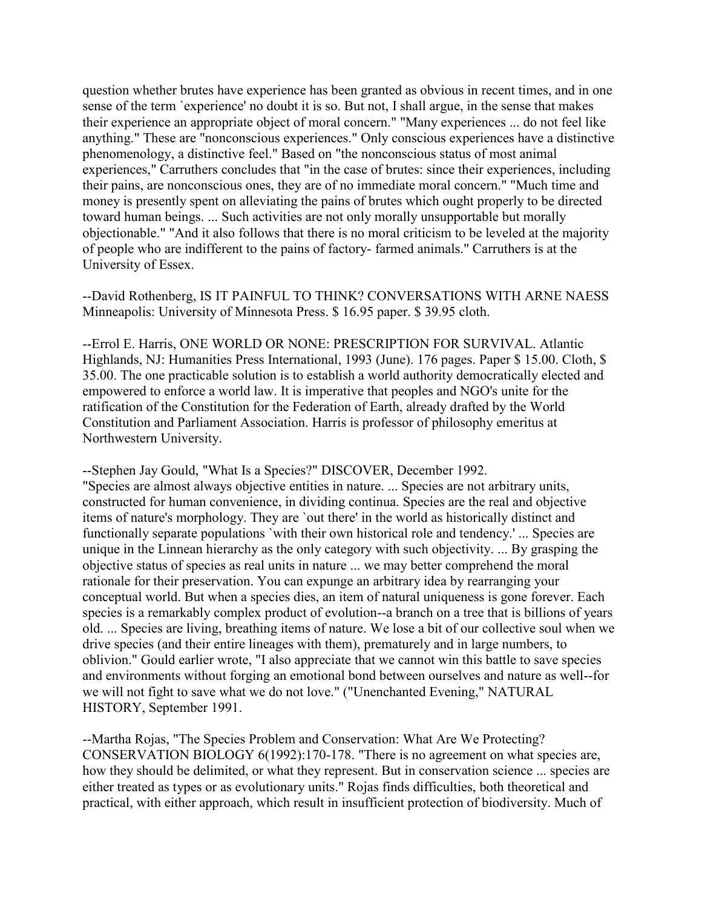question whether brutes have experience has been granted as obvious in recent times, and in one sense of the term `experience' no doubt it is so. But not, I shall argue, in the sense that makes their experience an appropriate object of moral concern." "Many experiences ... do not feel like anything." These are "nonconscious experiences." Only conscious experiences have a distinctive phenomenology, a distinctive feel." Based on "the nonconscious status of most animal experiences," Carruthers concludes that "in the case of brutes: since their experiences, including their pains, are nonconscious ones, they are of no immediate moral concern." "Much time and money is presently spent on alleviating the pains of brutes which ought properly to be directed toward human beings. ... Such activities are not only morally unsupportable but morally objectionable." "And it also follows that there is no moral criticism to be leveled at the majority of people who are indifferent to the pains of factory- farmed animals." Carruthers is at the University of Essex.

--David Rothenberg, IS IT PAINFUL TO THINK? CONVERSATIONS WITH ARNE NAESS Minneapolis: University of Minnesota Press. $ 16.95 paper. $ 39.95 cloth.

--Errol E. Harris, ONE WORLD OR NONE: PRESCRIPTION FOR SURVIVAL. Atlantic Highlands, NJ: Humanities Press International, 1993 (June). 176 pages. Paper $ 15.00. Cloth, $ 35.00. The one practicable solution is to establish a world authority democratically elected and empowered to enforce a world law. It is imperative that peoples and NGO's unite for the ratification of the Constitution for the Federation of Earth, already drafted by the World Constitution and Parliament Association. Harris is professor of philosophy emeritus at Northwestern University.

--Stephen Jay Gould, "What Is a Species?" DISCOVER, December 1992.
"Species are almost always objective entities in nature. ... Species are not arbitrary units, constructed for human convenience, in dividing continua. Species are the real and objective items of nature's morphology. They are `out there' in the world as historically distinct and functionally separate populations `with their own historical role and tendency.' ... Species are unique in the Linnean hierarchy as the only category with such objectivity. ... By grasping the objective status of species as real units in nature ... we may better comprehend the moral rationale for their preservation. You can expunge an arbitrary idea by rearranging your conceptual world. But when a species dies, an item of natural uniqueness is gone forever. Each species is a remarkably complex product of evolution--a branch on a tree that is billions of years old. ... Species are living, breathing items of nature. We lose a bit of our collective soul when we drive species (and their entire lineages with them), prematurely and in large numbers, to oblivion." Gould earlier wrote, "I also appreciate that we cannot win this battle to save species and environments without forging an emotional bond between ourselves and nature as well--for we will not fight to save what we do not love." ("Unenchanted Evening," NATURAL HISTORY, September 1991.

--Martha Rojas, "The Species Problem and Conservation: What Are We Protecting? CONSERVATION BIOLOGY 6(1992):170-178. "There is no agreement on what species are, how they should be delimited, or what they represent. But in conservation science ... species are either treated as types or as evolutionary units." Rojas finds difficulties, both theoretical and practical, with either approach, which result in insufficient protection of biodiversity. Much of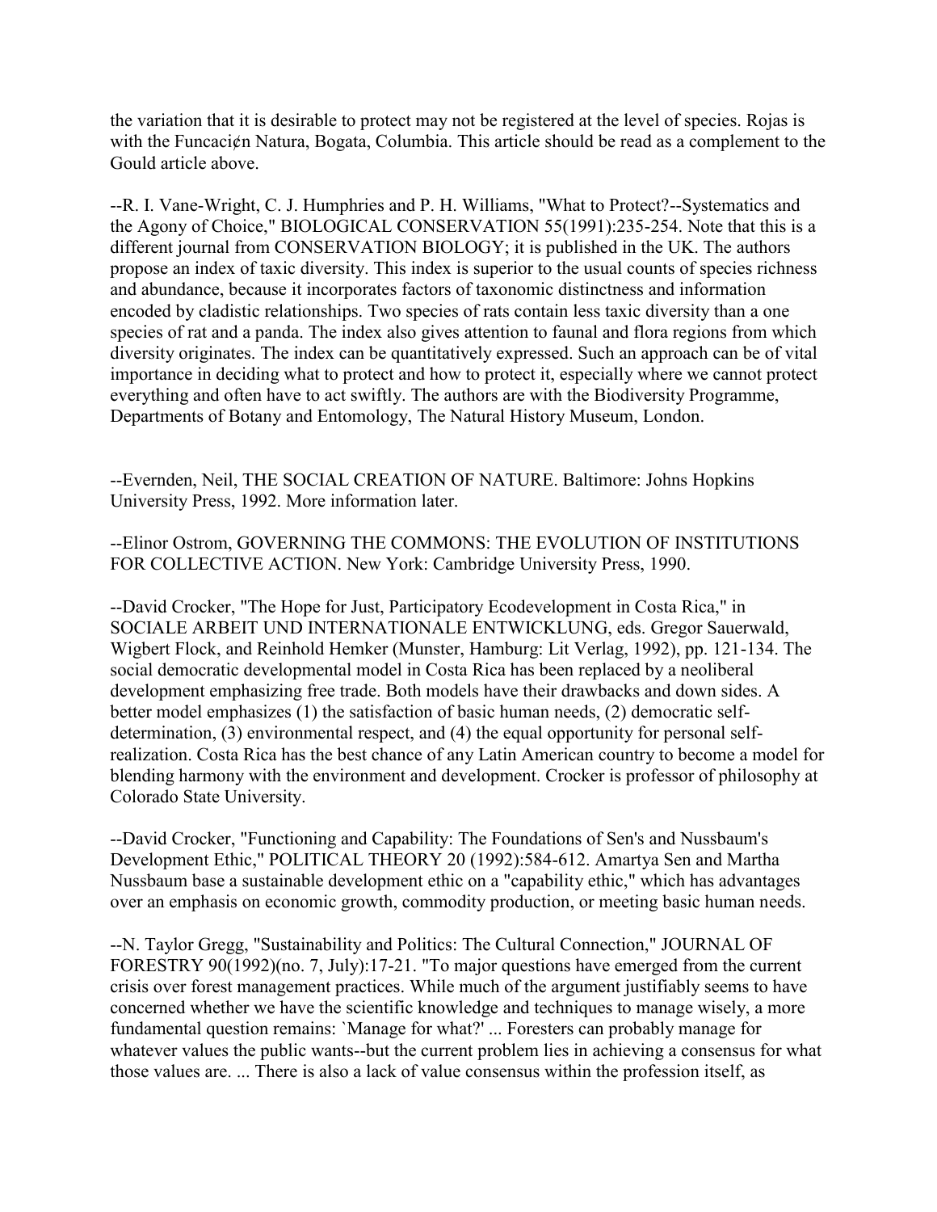the variation that it is desirable to protect may not be registered at the level of species. Rojas is with the Funcaci¢n Natura, Bogata, Columbia. This article should be read as a complement to the Gould article above.

--R. I. Vane-Wright, C. J. Humphries and P. H. Williams, "What to Protect?--Systematics and the Agony of Choice," BIOLOGICAL CONSERVATION 55(1991):235-254. Note that this is a different journal from CONSERVATION BIOLOGY; it is published in the UK. The authors propose an index of taxic diversity. This index is superior to the usual counts of species richness and abundance, because it incorporates factors of taxonomic distinctness and information encoded by cladistic relationships. Two species of rats contain less taxic diversity than a one species of rat and a panda. The index also gives attention to faunal and flora regions from which diversity originates. The index can be quantitatively expressed. Such an approach can be of vital importance in deciding what to protect and how to protect it, especially where we cannot protect everything and often have to act swiftly. The authors are with the Biodiversity Programme, Departments of Botany and Entomology, The Natural History Museum, London.

--Evernden, Neil, THE SOCIAL CREATION OF NATURE. Baltimore: Johns Hopkins University Press, 1992. More information later.

--Elinor Ostrom, GOVERNING THE COMMONS: THE EVOLUTION OF INSTITUTIONS FOR COLLECTIVE ACTION. New York: Cambridge University Press, 1990.

--David Crocker, "The Hope for Just, Participatory Ecodevelopment in Costa Rica," in SOCIALE ARBEIT UND INTERNATIONALE ENTWICKLUNG, eds. Gregor Sauerwald, Wigbert Flock, and Reinhold Hemker (Munster, Hamburg: Lit Verlag, 1992), pp. 121-134. The social democratic developmental model in Costa Rica has been replaced by a neoliberal development emphasizing free trade. Both models have their drawbacks and down sides. A better model emphasizes (1) the satisfaction of basic human needs, (2) democratic self-determination, (3) environmental respect, and (4) the equal opportunity for personal self-realization. Costa Rica has the best chance of any Latin American country to become a model for blending harmony with the environment and development. Crocker is professor of philosophy at Colorado State University.

--David Crocker, "Functioning and Capability: The Foundations of Sen's and Nussbaum's Development Ethic," POLITICAL THEORY 20 (1992):584-612. Amartya Sen and Martha Nussbaum base a sustainable development ethic on a "capability ethic," which has advantages over an emphasis on economic growth, commodity production, or meeting basic human needs.

--N. Taylor Gregg, "Sustainability and Politics: The Cultural Connection," JOURNAL OF FORESTRY 90(1992)(no. 7, July):17-21. "To major questions have emerged from the current crisis over forest management practices. While much of the argument justifiably seems to have concerned whether we have the scientific knowledge and techniques to manage wisely, a more fundamental question remains: `Manage for what?' ... Foresters can probably manage for whatever values the public wants--but the current problem lies in achieving a consensus for what those values are. ... There is also a lack of value consensus within the profession itself, as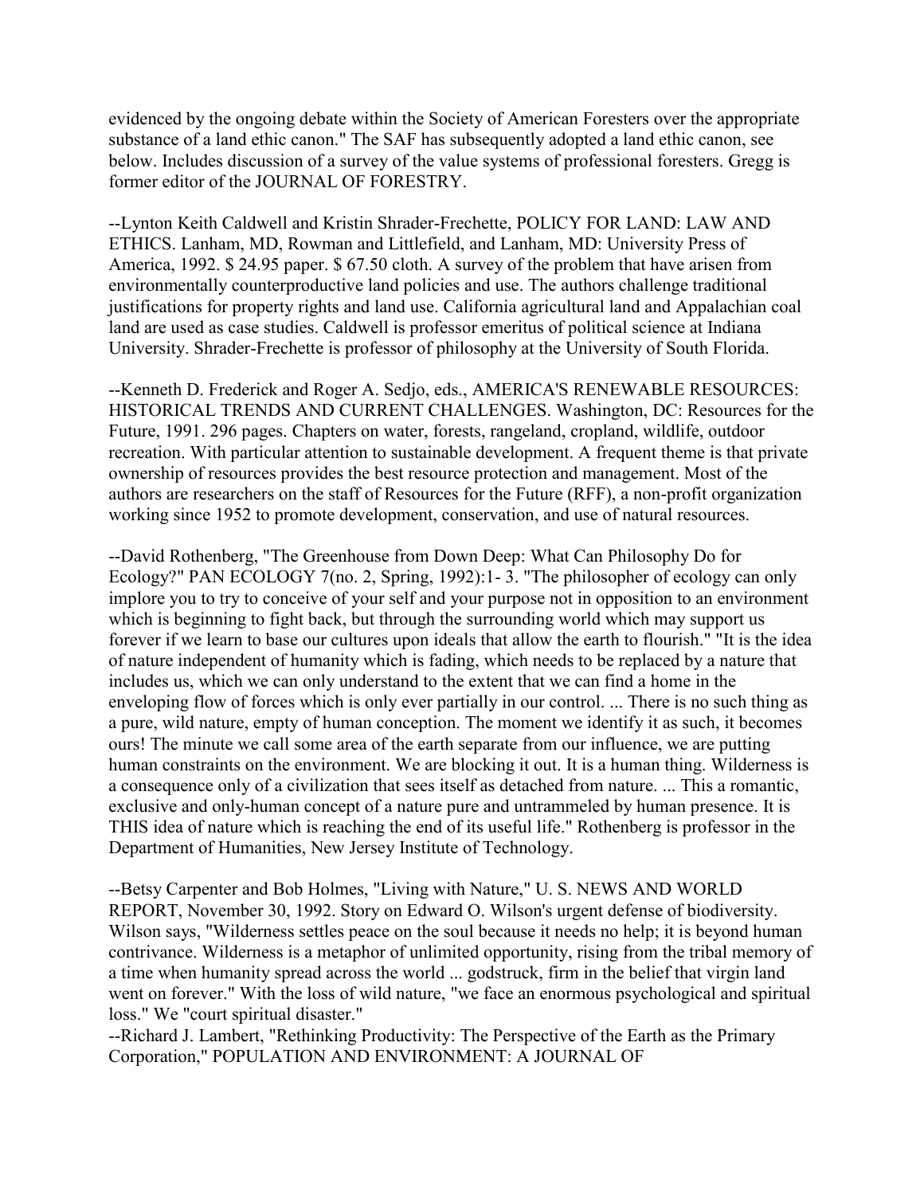evidenced by the ongoing debate within the Society of American Foresters over the appropriate substance of a land ethic canon." The SAF has subsequently adopted a land ethic canon, see below. Includes discussion of a survey of the value systems of professional foresters. Gregg is former editor of the JOURNAL OF FORESTRY.

--Lynton Keith Caldwell and Kristin Shrader-Frechette, POLICY FOR LAND: LAW AND ETHICS. Lanham, MD, Rowman and Littlefield, and Lanham, MD: University Press of America, 1992. $ 24.95 paper. $ 67.50 cloth. A survey of the problem that have arisen from environmentally counterproductive land policies and use. The authors challenge traditional justifications for property rights and land use. California agricultural land and Appalachian coal land are used as case studies. Caldwell is professor emeritus of political science at Indiana University. Shrader-Frechette is professor of philosophy at the University of South Florida.

--Kenneth D. Frederick and Roger A. Sedjo, eds., AMERICA'S RENEWABLE RESOURCES: HISTORICAL TRENDS AND CURRENT CHALLENGES. Washington, DC: Resources for the Future, 1991. 296 pages. Chapters on water, forests, rangeland, cropland, wildlife, outdoor recreation. With particular attention to sustainable development. A frequent theme is that private ownership of resources provides the best resource protection and management. Most of the authors are researchers on the staff of Resources for the Future (RFF), a non-profit organization working since 1952 to promote development, conservation, and use of natural resources.

--David Rothenberg, "The Greenhouse from Down Deep: What Can Philosophy Do for Ecology?" PAN ECOLOGY 7(no. 2, Spring, 1992):1- 3. "The philosopher of ecology can only implore you to try to conceive of your self and your purpose not in opposition to an environment which is beginning to fight back, but through the surrounding world which may support us forever if we learn to base our cultures upon ideals that allow the earth to flourish." "It is the idea of nature independent of humanity which is fading, which needs to be replaced by a nature that includes us, which we can only understand to the extent that we can find a home in the enveloping flow of forces which is only ever partially in our control. ... There is no such thing as a pure, wild nature, empty of human conception. The moment we identify it as such, it becomes ours! The minute we call some area of the earth separate from our influence, we are putting human constraints on the environment. We are blocking it out. It is a human thing. Wilderness is a consequence only of a civilization that sees itself as detached from nature. ... This a romantic, exclusive and only-human concept of a nature pure and untrammeled by human presence. It is THIS idea of nature which is reaching the end of its useful life." Rothenberg is professor in the Department of Humanities, New Jersey Institute of Technology.

--Betsy Carpenter and Bob Holmes, "Living with Nature," U. S. NEWS AND WORLD REPORT, November 30, 1992. Story on Edward O. Wilson's urgent defense of biodiversity. Wilson says, "Wilderness settles peace on the soul because it needs no help; it is beyond human contrivance. Wilderness is a metaphor of unlimited opportunity, rising from the tribal memory of a time when humanity spread across the world ... godstruck, firm in the belief that virgin land went on forever." With the loss of wild nature, "we face an enormous psychological and spiritual loss." We "court spiritual disaster."

--Richard J. Lambert, "Rethinking Productivity: The Perspective of the Earth as the Primary Corporation," POPULATION AND ENVIRONMENT: A JOURNAL OF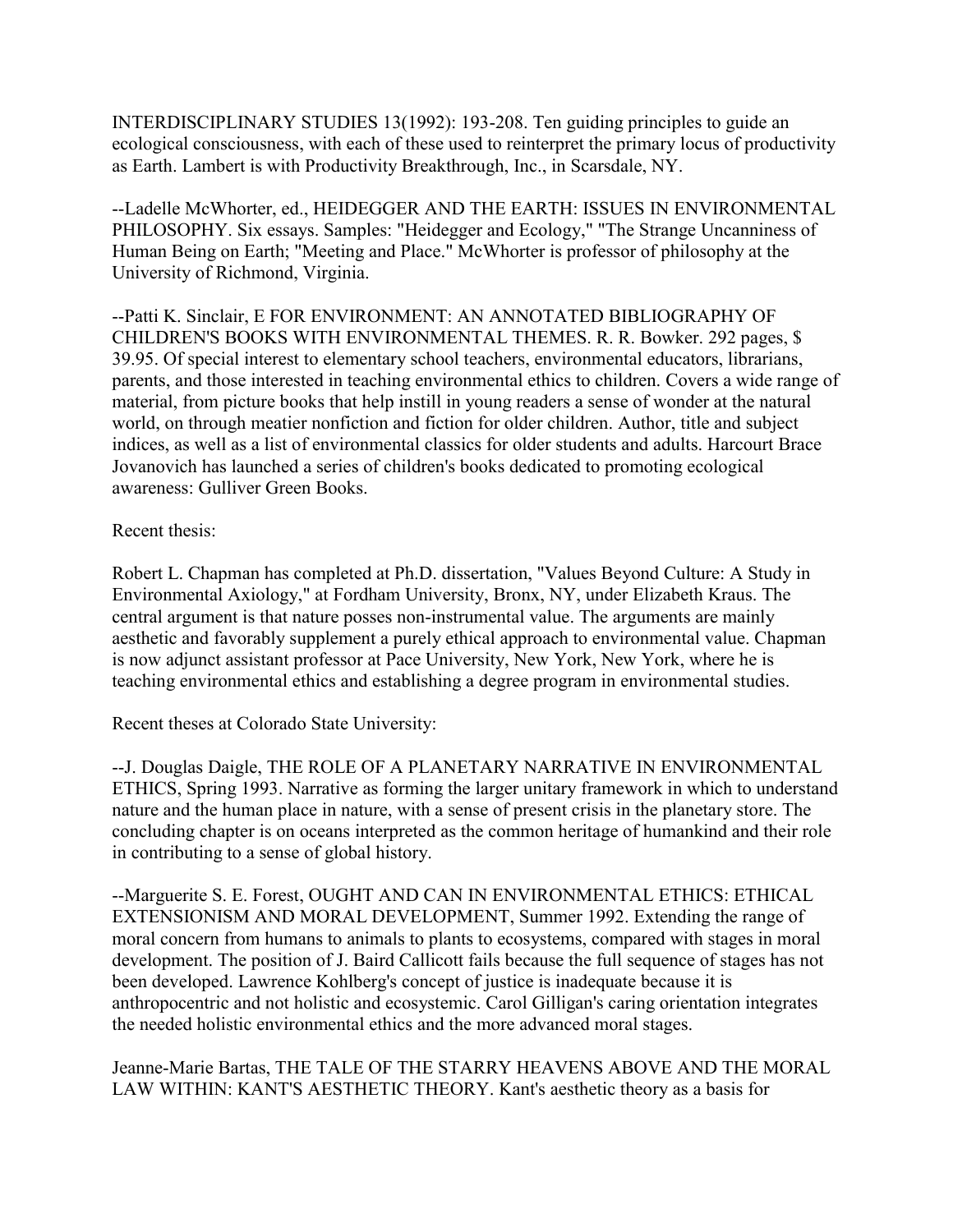INTERDISCIPLINARY STUDIES 13(1992): 193-208. Ten guiding principles to guide an ecological consciousness, with each of these used to reinterpret the primary locus of productivity as Earth. Lambert is with Productivity Breakthrough, Inc., in Scarsdale, NY.

--Ladelle McWhorter, ed., HEIDEGGER AND THE EARTH: ISSUES IN ENVIRONMENTAL PHILOSOPHY. Six essays. Samples: "Heidegger and Ecology," "The Strange Uncanniness of Human Being on Earth; "Meeting and Place." McWhorter is professor of philosophy at the University of Richmond, Virginia.

--Patti K. Sinclair, E FOR ENVIRONMENT: AN ANNOTATED BIBLIOGRAPHY OF CHILDREN'S BOOKS WITH ENVIRONMENTAL THEMES. R. R. Bowker. 292 pages, $ 39.95. Of special interest to elementary school teachers, environmental educators, librarians, parents, and those interested in teaching environmental ethics to children. Covers a wide range of material, from picture books that help instill in young readers a sense of wonder at the natural world, on through meatier nonfiction and fiction for older children. Author, title and subject indices, as well as a list of environmental classics for older students and adults. Harcourt Brace Jovanovich has launched a series of children's books dedicated to promoting ecological awareness: Gulliver Green Books.

Recent thesis:

Robert L. Chapman has completed at Ph.D. dissertation, "Values Beyond Culture: A Study in Environmental Axiology," at Fordham University, Bronx, NY, under Elizabeth Kraus. The central argument is that nature posses non-instrumental value. The arguments are mainly aesthetic and favorably supplement a purely ethical approach to environmental value. Chapman is now adjunct assistant professor at Pace University, New York, New York, where he is teaching environmental ethics and establishing a degree program in environmental studies.

Recent theses at Colorado State University:

--J. Douglas Daigle, THE ROLE OF A PLANETARY NARRATIVE IN ENVIRONMENTAL ETHICS, Spring 1993. Narrative as forming the larger unitary framework in which to understand nature and the human place in nature, with a sense of present crisis in the planetary store. The concluding chapter is on oceans interpreted as the common heritage of humankind and their role in contributing to a sense of global history.

--Marguerite S. E. Forest, OUGHT AND CAN IN ENVIRONMENTAL ETHICS: ETHICAL EXTENSIONISM AND MORAL DEVELOPMENT, Summer 1992. Extending the range of moral concern from humans to animals to plants to ecosystems, compared with stages in moral development. The position of J. Baird Callicott fails because the full sequence of stages has not been developed. Lawrence Kohlberg's concept of justice is inadequate because it is anthropocentric and not holistic and ecosystemic. Carol Gilligan's caring orientation integrates the needed holistic environmental ethics and the more advanced moral stages.

Jeanne-Marie Bartas, THE TALE OF THE STARRY HEAVENS ABOVE AND THE MORAL LAW WITHIN: KANT'S AESTHETIC THEORY. Kant's aesthetic theory as a basis for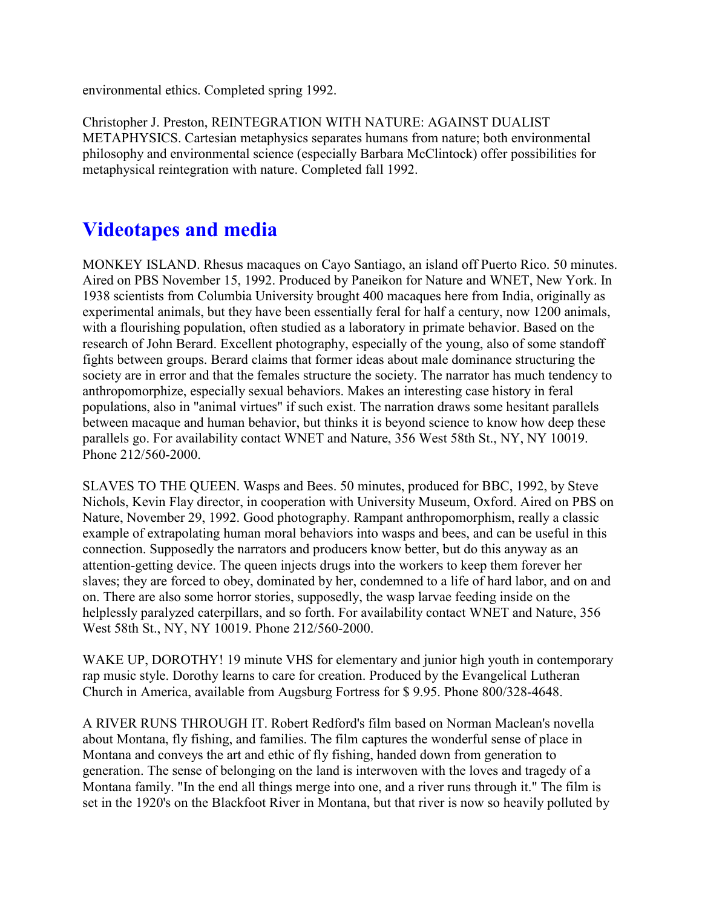environmental ethics. Completed spring 1992.

Christopher J. Preston, REINTEGRATION WITH NATURE: AGAINST DUALIST METAPHYSICS. Cartesian metaphysics separates humans from nature; both environmental philosophy and environmental science (especially Barbara McClintock) offer possibilities for metaphysical reintegration with nature. Completed fall 1992.

## Videotapes and media

MONKEY ISLAND. Rhesus macaques on Cayo Santiago, an island off Puerto Rico. 50 minutes. Aired on PBS November 15, 1992. Produced by Paneikon for Nature and WNET, New York. In 1938 scientists from Columbia University brought 400 macaques here from India, originally as experimental animals, but they have been essentially feral for half a century, now 1200 animals, with a flourishing population, often studied as a laboratory in primate behavior. Based on the research of John Berard. Excellent photography, especially of the young, also of some standoff fights between groups. Berard claims that former ideas about male dominance structuring the society are in error and that the females structure the society. The narrator has much tendency to anthropomorphize, especially sexual behaviors. Makes an interesting case history in feral populations, also in "animal virtues" if such exist. The narration draws some hesitant parallels between macaque and human behavior, but thinks it is beyond science to know how deep these parallels go. For availability contact WNET and Nature, 356 West 58th St., NY, NY 10019. Phone 212/560-2000.

SLAVES TO THE QUEEN. Wasps and Bees. 50 minutes, produced for BBC, 1992, by Steve Nichols, Kevin Flay director, in cooperation with University Museum, Oxford. Aired on PBS on Nature, November 29, 1992. Good photography. Rampant anthropomorphism, really a classic example of extrapolating human moral behaviors into wasps and bees, and can be useful in this connection. Supposedly the narrators and producers know better, but do this anyway as an attention-getting device. The queen injects drugs into the workers to keep them forever her slaves; they are forced to obey, dominated by her, condemned to a life of hard labor, and on and on. There are also some horror stories, supposedly, the wasp larvae feeding inside on the helplessly paralyzed caterpillars, and so forth. For availability contact WNET and Nature, 356 West 58th St., NY, NY 10019. Phone 212/560-2000.

WAKE UP, DOROTHY! 19 minute VHS for elementary and junior high youth in contemporary rap music style. Dorothy learns to care for creation. Produced by the Evangelical Lutheran Church in America, available from Augsburg Fortress for $ 9.95. Phone 800/328-4648.

A RIVER RUNS THROUGH IT. Robert Redford's film based on Norman Maclean's novella about Montana, fly fishing, and families. The film captures the wonderful sense of place in Montana and conveys the art and ethic of fly fishing, handed down from generation to generation. The sense of belonging on the land is interwoven with the loves and tragedy of a Montana family. "In the end all things merge into one, and a river runs through it." The film is set in the 1920's on the Blackfoot River in Montana, but that river is now so heavily polluted by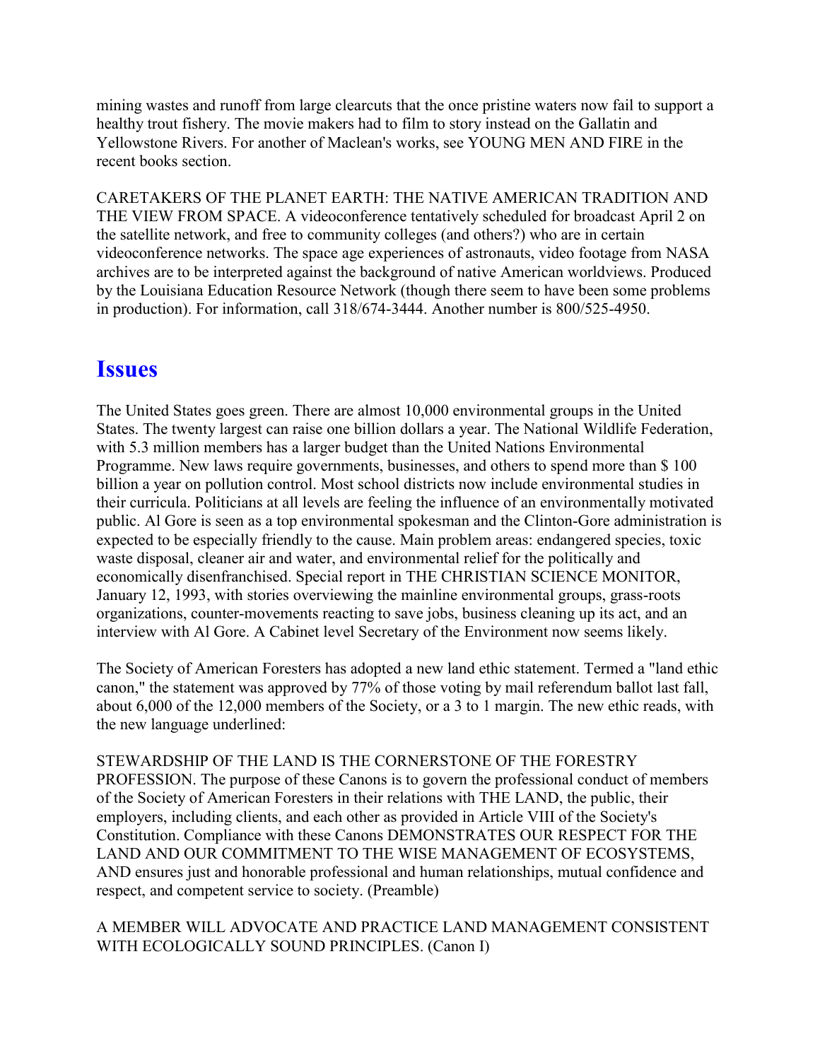mining wastes and runoff from large clearcuts that the once pristine waters now fail to support a healthy trout fishery. The movie makers had to film to story instead on the Gallatin and Yellowstone Rivers. For another of Maclean's works, see YOUNG MEN AND FIRE in the recent books section.

CARETAKERS OF THE PLANET EARTH: THE NATIVE AMERICAN TRADITION AND THE VIEW FROM SPACE. A videoconference tentatively scheduled for broadcast April 2 on the satellite network, and free to community colleges (and others?) who are in certain videoconference networks. The space age experiences of astronauts, video footage from NASA archives are to be interpreted against the background of native American worldviews. Produced by the Louisiana Education Resource Network (though there seem to have been some problems in production). For information, call 318/674-3444. Another number is 800/525-4950.

## Issues

The United States goes green. There are almost 10,000 environmental groups in the United States. The twenty largest can raise one billion dollars a year. The National Wildlife Federation, with 5.3 million members has a larger budget than the United Nations Environmental Programme. New laws require governments, businesses, and others to spend more than $ 100 billion a year on pollution control. Most school districts now include environmental studies in their curricula. Politicians at all levels are feeling the influence of an environmentally motivated public. Al Gore is seen as a top environmental spokesman and the Clinton-Gore administration is expected to be especially friendly to the cause. Main problem areas: endangered species, toxic waste disposal, cleaner air and water, and environmental relief for the politically and economically disenfranchised. Special report in THE CHRISTIAN SCIENCE MONITOR, January 12, 1993, with stories overviewing the mainline environmental groups, grass-roots organizations, counter-movements reacting to save jobs, business cleaning up its act, and an interview with Al Gore. A Cabinet level Secretary of the Environment now seems likely.

The Society of American Foresters has adopted a new land ethic statement. Termed a "land ethic canon," the statement was approved by 77% of those voting by mail referendum ballot last fall, about 6,000 of the 12,000 members of the Society, or a 3 to 1 margin. The new ethic reads, with the new language underlined:

STEWARDSHIP OF THE LAND IS THE CORNERSTONE OF THE FORESTRY PROFESSION. The purpose of these Canons is to govern the professional conduct of members of the Society of American Foresters in their relations with THE LAND, the public, their employers, including clients, and each other as provided in Article VIII of the Society's Constitution. Compliance with these Canons DEMONSTRATES OUR RESPECT FOR THE LAND AND OUR COMMITMENT TO THE WISE MANAGEMENT OF ECOSYSTEMS, AND ensures just and honorable professional and human relationships, mutual confidence and respect, and competent service to society. (Preamble)

A MEMBER WILL ADVOCATE AND PRACTICE LAND MANAGEMENT CONSISTENT WITH ECOLOGICALLY SOUND PRINCIPLES. (Canon I)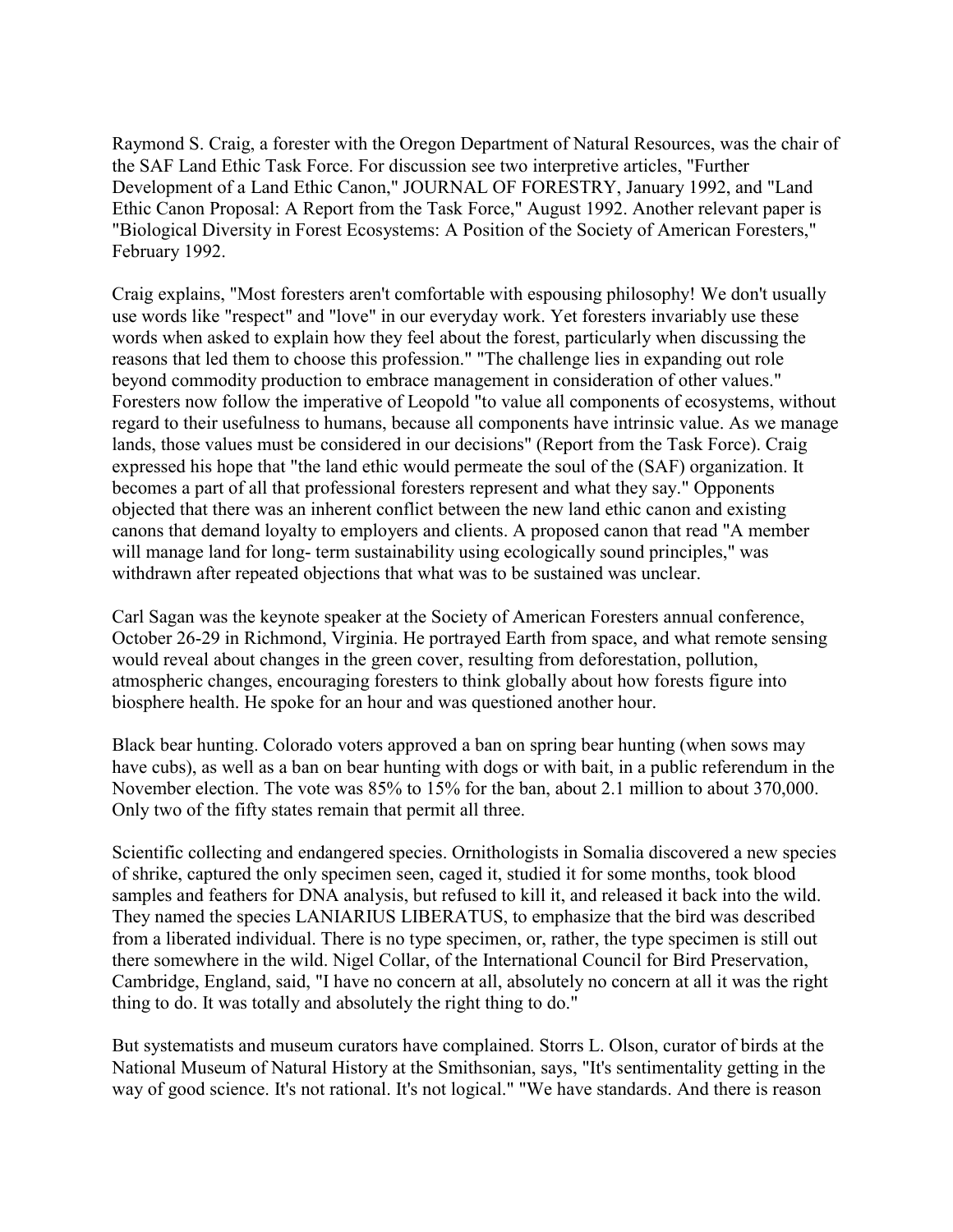Raymond S. Craig, a forester with the Oregon Department of Natural Resources, was the chair of the SAF Land Ethic Task Force. For discussion see two interpretive articles, "Further Development of a Land Ethic Canon," JOURNAL OF FORESTRY, January 1992, and "Land Ethic Canon Proposal: A Report from the Task Force," August 1992. Another relevant paper is "Biological Diversity in Forest Ecosystems: A Position of the Society of American Foresters," February 1992.

Craig explains, "Most foresters aren't comfortable with espousing philosophy! We don't usually use words like "respect" and "love" in our everyday work. Yet foresters invariably use these words when asked to explain how they feel about the forest, particularly when discussing the reasons that led them to choose this profession." "The challenge lies in expanding out role beyond commodity production to embrace management in consideration of other values." Foresters now follow the imperative of Leopold "to value all components of ecosystems, without regard to their usefulness to humans, because all components have intrinsic value. As we manage lands, those values must be considered in our decisions" (Report from the Task Force). Craig expressed his hope that "the land ethic would permeate the soul of the (SAF) organization. It becomes a part of all that professional foresters represent and what they say." Opponents objected that there was an inherent conflict between the new land ethic canon and existing canons that demand loyalty to employers and clients. A proposed canon that read "A member will manage land for long- term sustainability using ecologically sound principles," was withdrawn after repeated objections that what was to be sustained was unclear.

Carl Sagan was the keynote speaker at the Society of American Foresters annual conference, October 26-29 in Richmond, Virginia. He portrayed Earth from space, and what remote sensing would reveal about changes in the green cover, resulting from deforestation, pollution, atmospheric changes, encouraging foresters to think globally about how forests figure into biosphere health. He spoke for an hour and was questioned another hour.

Black bear hunting. Colorado voters approved a ban on spring bear hunting (when sows may have cubs), as well as a ban on bear hunting with dogs or with bait, in a public referendum in the November election. The vote was 85% to 15% for the ban, about 2.1 million to about 370,000. Only two of the fifty states remain that permit all three.

Scientific collecting and endangered species. Ornithologists in Somalia discovered a new species of shrike, captured the only specimen seen, caged it, studied it for some months, took blood samples and feathers for DNA analysis, but refused to kill it, and released it back into the wild. They named the species LANIARIUS LIBERATUS, to emphasize that the bird was described from a liberated individual. There is no type specimen, or, rather, the type specimen is still out there somewhere in the wild. Nigel Collar, of the International Council for Bird Preservation, Cambridge, England, said, "I have no concern at all, absolutely no concern at all it was the right thing to do. It was totally and absolutely the right thing to do."

But systematists and museum curators have complained. Storrs L. Olson, curator of birds at the National Museum of Natural History at the Smithsonian, says, "It's sentimentality getting in the way of good science. It's not rational. It's not logical." "We have standards. And there is reason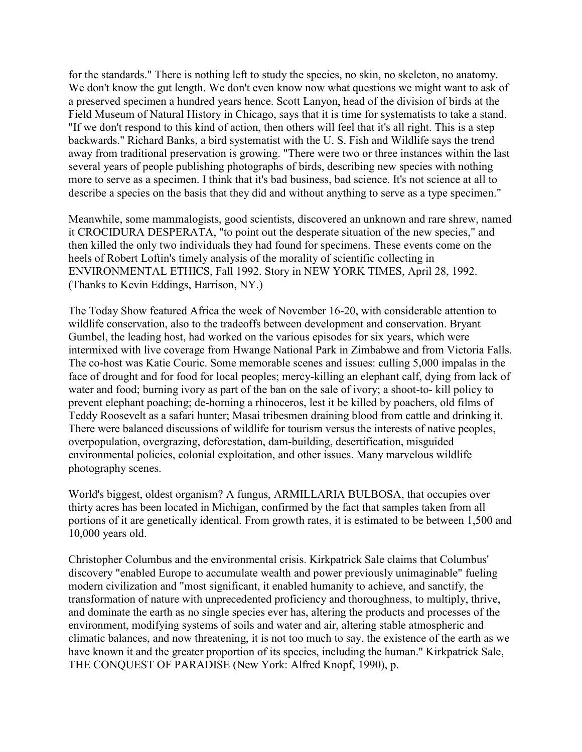for the standards." There is nothing left to study the species, no skin, no skeleton, no anatomy. We don't know the gut length. We don't even know now what questions we might want to ask of a preserved specimen a hundred years hence. Scott Lanyon, head of the division of birds at the Field Museum of Natural History in Chicago, says that it is time for systematists to take a stand. "If we don't respond to this kind of action, then others will feel that it's all right. This is a step backwards." Richard Banks, a bird systematist with the U. S. Fish and Wildlife says the trend away from traditional preservation is growing. "There were two or three instances within the last several years of people publishing photographs of birds, describing new species with nothing more to serve as a specimen. I think that it's bad business, bad science. It's not science at all to describe a species on the basis that they did and without anything to serve as a type specimen."

Meanwhile, some mammalogists, good scientists, discovered an unknown and rare shrew, named it CROCIDURA DESPERATA, "to point out the desperate situation of the new species," and then killed the only two individuals they had found for specimens. These events come on the heels of Robert Loftin's timely analysis of the morality of scientific collecting in ENVIRONMENTAL ETHICS, Fall 1992. Story in NEW YORK TIMES, April 28, 1992. (Thanks to Kevin Eddings, Harrison, NY.)

The Today Show featured Africa the week of November 16-20, with considerable attention to wildlife conservation, also to the tradeoffs between development and conservation. Bryant Gumbel, the leading host, had worked on the various episodes for six years, which were intermixed with live coverage from Hwange National Park in Zimbabwe and from Victoria Falls. The co-host was Katie Couric. Some memorable scenes and issues: culling 5,000 impalas in the face of drought and for food for local peoples; mercy-killing an elephant calf, dying from lack of water and food; burning ivory as part of the ban on the sale of ivory; a shoot-to- kill policy to prevent elephant poaching; de-horning a rhinoceros, lest it be killed by poachers, old films of Teddy Roosevelt as a safari hunter; Masai tribesmen draining blood from cattle and drinking it. There were balanced discussions of wildlife for tourism versus the interests of native peoples, overpopulation, overgrazing, deforestation, dam-building, desertification, misguided environmental policies, colonial exploitation, and other issues. Many marvelous wildlife photography scenes.

World's biggest, oldest organism? A fungus, ARMILLARIA BULBOSA, that occupies over thirty acres has been located in Michigan, confirmed by the fact that samples taken from all portions of it are genetically identical. From growth rates, it is estimated to be between 1,500 and 10,000 years old.

Christopher Columbus and the environmental crisis. Kirkpatrick Sale claims that Columbus' discovery "enabled Europe to accumulate wealth and power previously unimaginable" fueling modern civilization and "most significant, it enabled humanity to achieve, and sanctify, the transformation of nature with unprecedented proficiency and thoroughness, to multiply, thrive, and dominate the earth as no single species ever has, altering the products and processes of the environment, modifying systems of soils and water and air, altering stable atmospheric and climatic balances, and now threatening, it is not too much to say, the existence of the earth as we have known it and the greater proportion of its species, including the human." Kirkpatrick Sale, THE CONQUEST OF PARADISE (New York: Alfred Knopf, 1990), p.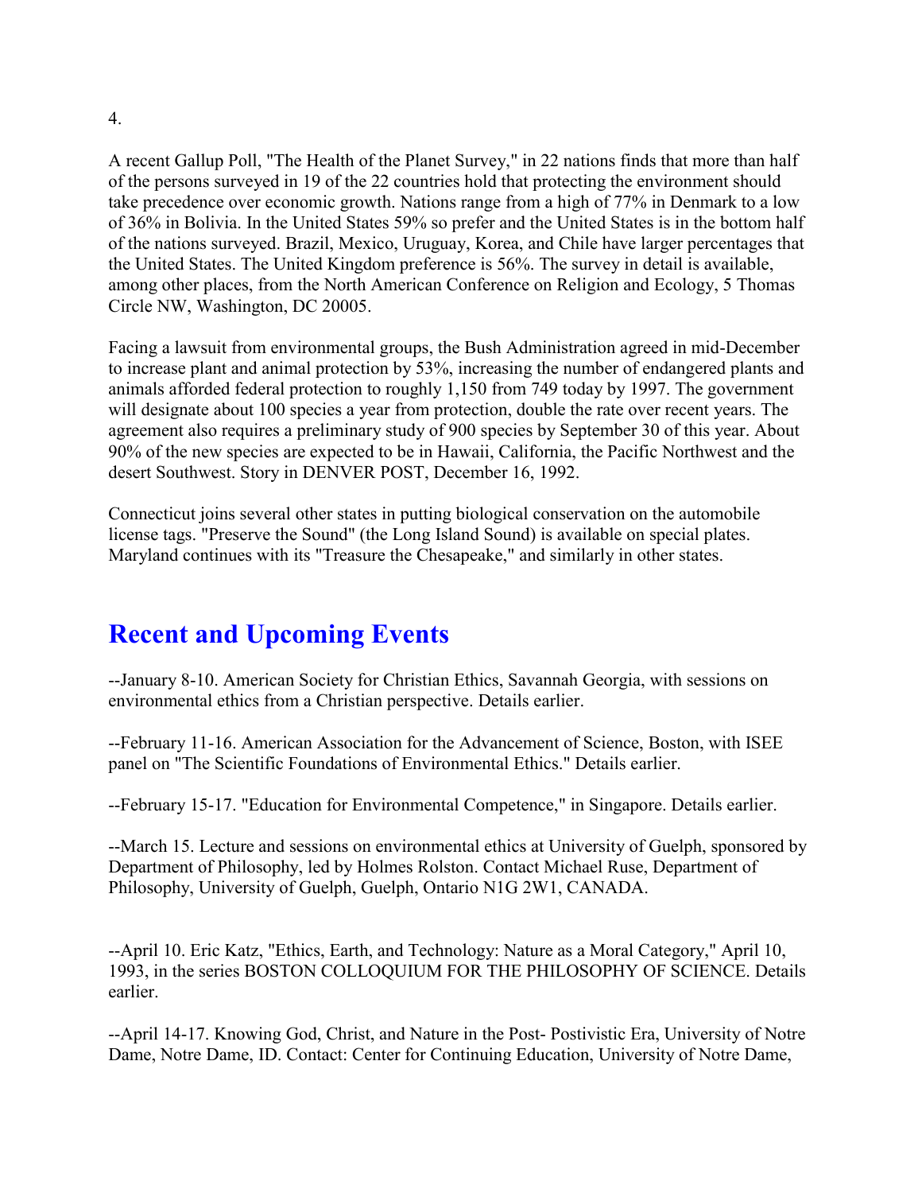4.

A recent Gallup Poll, "The Health of the Planet Survey," in 22 nations finds that more than half of the persons surveyed in 19 of the 22 countries hold that protecting the environment should take precedence over economic growth. Nations range from a high of 77% in Denmark to a low of 36% in Bolivia. In the United States 59% so prefer and the United States is in the bottom half of the nations surveyed. Brazil, Mexico, Uruguay, Korea, and Chile have larger percentages that the United States. The United Kingdom preference is 56%. The survey in detail is available, among other places, from the North American Conference on Religion and Ecology, 5 Thomas Circle NW, Washington, DC 20005.

Facing a lawsuit from environmental groups, the Bush Administration agreed in mid-December to increase plant and animal protection by 53%, increasing the number of endangered plants and animals afforded federal protection to roughly 1,150 from 749 today by 1997. The government will designate about 100 species a year from protection, double the rate over recent years. The agreement also requires a preliminary study of 900 species by September 30 of this year. About 90% of the new species are expected to be in Hawaii, California, the Pacific Northwest and the desert Southwest. Story in DENVER POST, December 16, 1992.

Connecticut joins several other states in putting biological conservation on the automobile license tags. "Preserve the Sound" (the Long Island Sound) is available on special plates. Maryland continues with its "Treasure the Chesapeake," and similarly in other states.

## Recent and Upcoming Events

--January 8-10. American Society for Christian Ethics, Savannah Georgia, with sessions on environmental ethics from a Christian perspective. Details earlier.

--February 11-16. American Association for the Advancement of Science, Boston, with ISEE panel on "The Scientific Foundations of Environmental Ethics." Details earlier.

--February 15-17. "Education for Environmental Competence," in Singapore. Details earlier.

--March 15. Lecture and sessions on environmental ethics at University of Guelph, sponsored by Department of Philosophy, led by Holmes Rolston. Contact Michael Ruse, Department of Philosophy, University of Guelph, Guelph, Ontario N1G 2W1, CANADA.

--April 10. Eric Katz, "Ethics, Earth, and Technology: Nature as a Moral Category," April 10, 1993, in the series BOSTON COLLOQUIUM FOR THE PHILOSOPHY OF SCIENCE. Details earlier.

--April 14-17. Knowing God, Christ, and Nature in the Post- Postivistic Era, University of Notre Dame, Notre Dame, ID. Contact: Center for Continuing Education, University of Notre Dame,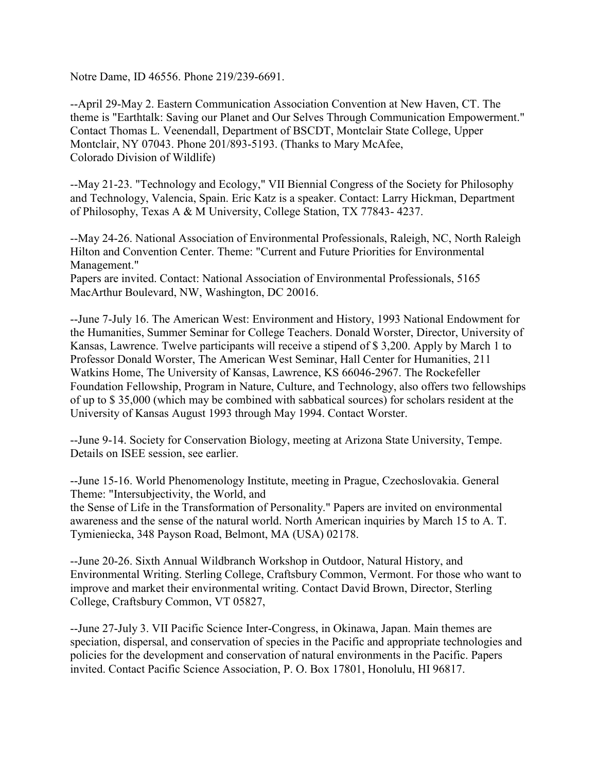Notre Dame, ID 46556. Phone 219/239-6691.

--April 29-May 2. Eastern Communication Association Convention at New Haven, CT. The theme is "Earthtalk: Saving our Planet and Our Selves Through Communication Empowerment." Contact Thomas L. Veenendall, Department of BSCDT, Montclair State College, Upper Montclair, NY 07043. Phone 201/893-5193. (Thanks to Mary McAfee, Colorado Division of Wildlife)

--May 21-23. "Technology and Ecology," VII Biennial Congress of the Society for Philosophy and Technology, Valencia, Spain. Eric Katz is a speaker. Contact: Larry Hickman, Department of Philosophy, Texas A & M University, College Station, TX 77843- 4237.

--May 24-26. National Association of Environmental Professionals, Raleigh, NC, North Raleigh Hilton and Convention Center. Theme: "Current and Future Priorities for Environmental Management."
Papers are invited. Contact: National Association of Environmental Professionals, 5165 MacArthur Boulevard, NW, Washington, DC 20016.

--June 7-July 16. The American West: Environment and History, 1993 National Endowment for the Humanities, Summer Seminar for College Teachers. Donald Worster, Director, University of Kansas, Lawrence. Twelve participants will receive a stipend of $ 3,200. Apply by March 1 to Professor Donald Worster, The American West Seminar, Hall Center for Humanities, 211 Watkins Home, The University of Kansas, Lawrence, KS 66046-2967. The Rockefeller Foundation Fellowship, Program in Nature, Culture, and Technology, also offers two fellowships of up to $ 35,000 (which may be combined with sabbatical sources) for scholars resident at the University of Kansas August 1993 through May 1994. Contact Worster.

--June 9-14. Society for Conservation Biology, meeting at Arizona State University, Tempe. Details on ISEE session, see earlier.

--June 15-16. World Phenomenology Institute, meeting in Prague, Czechoslovakia. General Theme: "Intersubjectivity, the World, and
the Sense of Life in the Transformation of Personality." Papers are invited on environmental awareness and the sense of the natural world. North American inquiries by March 15 to A. T. Tymieniecka, 348 Payson Road, Belmont, MA (USA) 02178.

--June 20-26. Sixth Annual Wildbranch Workshop in Outdoor, Natural History, and Environmental Writing. Sterling College, Craftsbury Common, Vermont. For those who want to improve and market their environmental writing. Contact David Brown, Director, Sterling College, Craftsbury Common, VT 05827,

--June 27-July 3. VII Pacific Science Inter-Congress, in Okinawa, Japan. Main themes are speciation, dispersal, and conservation of species in the Pacific and appropriate technologies and policies for the development and conservation of natural environments in the Pacific. Papers invited. Contact Pacific Science Association, P. O. Box 17801, Honolulu, HI 96817.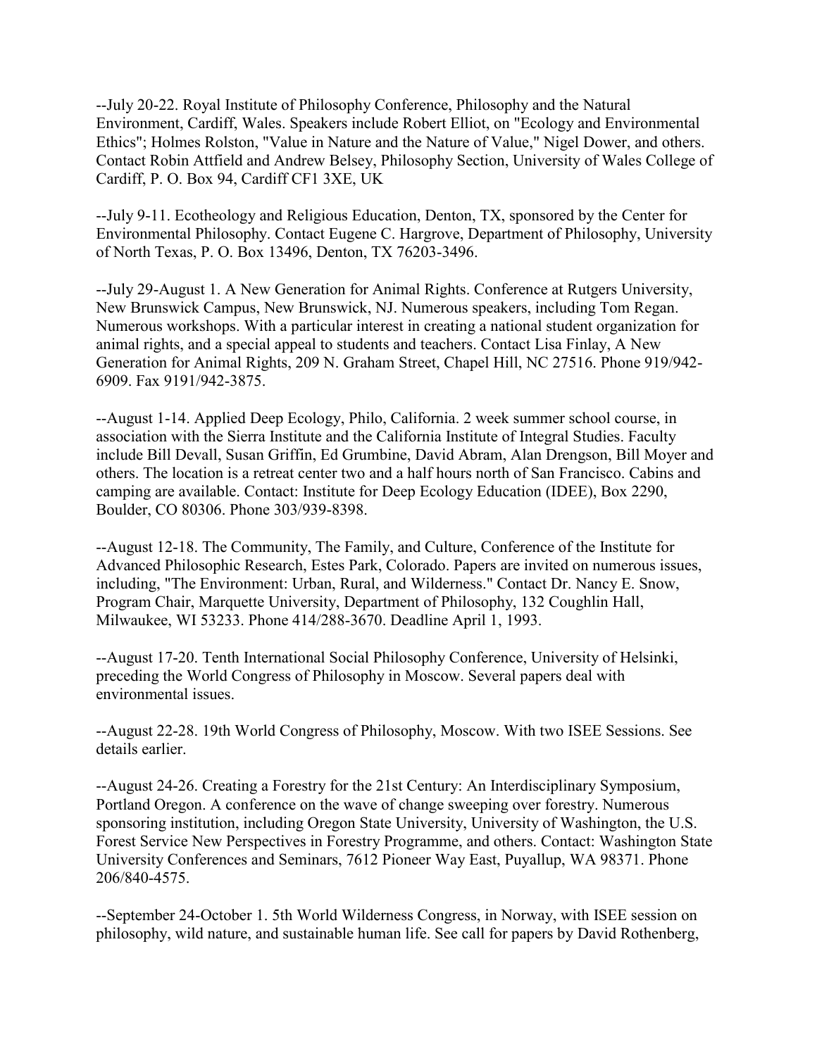--July 20-22. Royal Institute of Philosophy Conference, Philosophy and the Natural Environment, Cardiff, Wales. Speakers include Robert Elliot, on "Ecology and Environmental Ethics"; Holmes Rolston, "Value in Nature and the Nature of Value," Nigel Dower, and others. Contact Robin Attfield and Andrew Belsey, Philosophy Section, University of Wales College of Cardiff, P. O. Box 94, Cardiff CF1 3XE, UK

--July 9-11. Ecotheology and Religious Education, Denton, TX, sponsored by the Center for Environmental Philosophy. Contact Eugene C. Hargrove, Department of Philosophy, University of North Texas, P. O. Box 13496, Denton, TX 76203-3496.

--July 29-August 1. A New Generation for Animal Rights. Conference at Rutgers University, New Brunswick Campus, New Brunswick, NJ. Numerous speakers, including Tom Regan. Numerous workshops. With a particular interest in creating a national student organization for animal rights, and a special appeal to students and teachers. Contact Lisa Finlay, A New Generation for Animal Rights, 209 N. Graham Street, Chapel Hill, NC 27516. Phone 919/942-6909. Fax 9191/942-3875.

--August 1-14. Applied Deep Ecology, Philo, California. 2 week summer school course, in association with the Sierra Institute and the California Institute of Integral Studies. Faculty include Bill Devall, Susan Griffin, Ed Grumbine, David Abram, Alan Drengson, Bill Moyer and others. The location is a retreat center two and a half hours north of San Francisco. Cabins and camping are available. Contact: Institute for Deep Ecology Education (IDEE), Box 2290, Boulder, CO 80306. Phone 303/939-8398.

--August 12-18. The Community, The Family, and Culture, Conference of the Institute for Advanced Philosophic Research, Estes Park, Colorado. Papers are invited on numerous issues, including, "The Environment: Urban, Rural, and Wilderness." Contact Dr. Nancy E. Snow, Program Chair, Marquette University, Department of Philosophy, 132 Coughlin Hall, Milwaukee, WI 53233. Phone 414/288-3670. Deadline April 1, 1993.

--August 17-20. Tenth International Social Philosophy Conference, University of Helsinki, preceding the World Congress of Philosophy in Moscow. Several papers deal with environmental issues.

--August 22-28. 19th World Congress of Philosophy, Moscow. With two ISEE Sessions. See details earlier.

--August 24-26. Creating a Forestry for the 21st Century: An Interdisciplinary Symposium, Portland Oregon. A conference on the wave of change sweeping over forestry. Numerous sponsoring institution, including Oregon State University, University of Washington, the U.S. Forest Service New Perspectives in Forestry Programme, and others. Contact: Washington State University Conferences and Seminars, 7612 Pioneer Way East, Puyallup, WA 98371. Phone 206/840-4575.

--September 24-October 1. 5th World Wilderness Congress, in Norway, with ISEE session on philosophy, wild nature, and sustainable human life. See call for papers by David Rothenberg,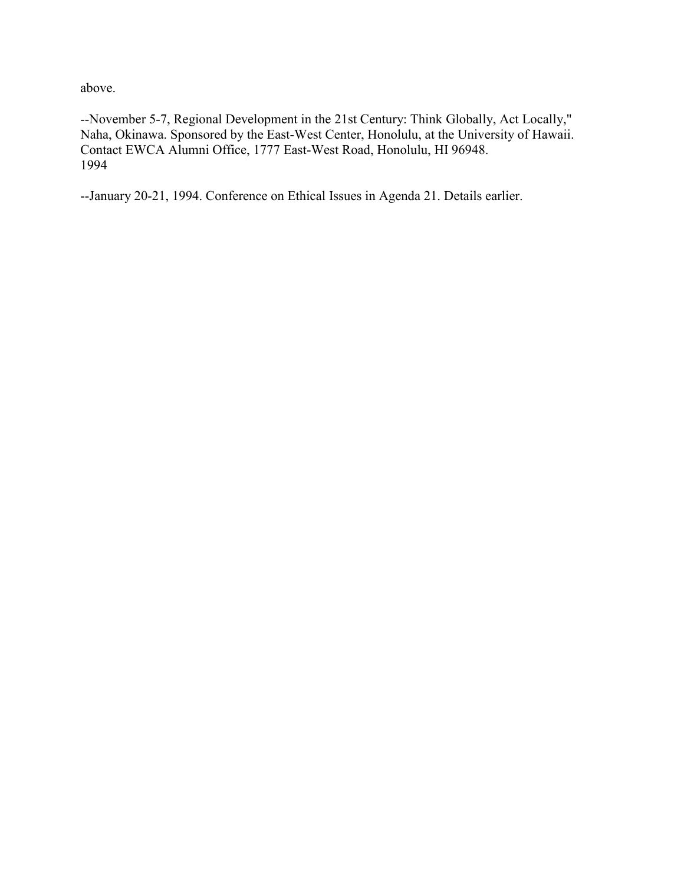above.

--November 5-7, Regional Development in the 21st Century: Think Globally, Act Locally," Naha, Okinawa. Sponsored by the East-West Center, Honolulu, at the University of Hawaii. Contact EWCA Alumni Office, 1777 East-West Road, Honolulu, HI 96948.

1994

--January 20-21, 1994. Conference on Ethical Issues in Agenda 21. Details earlier.